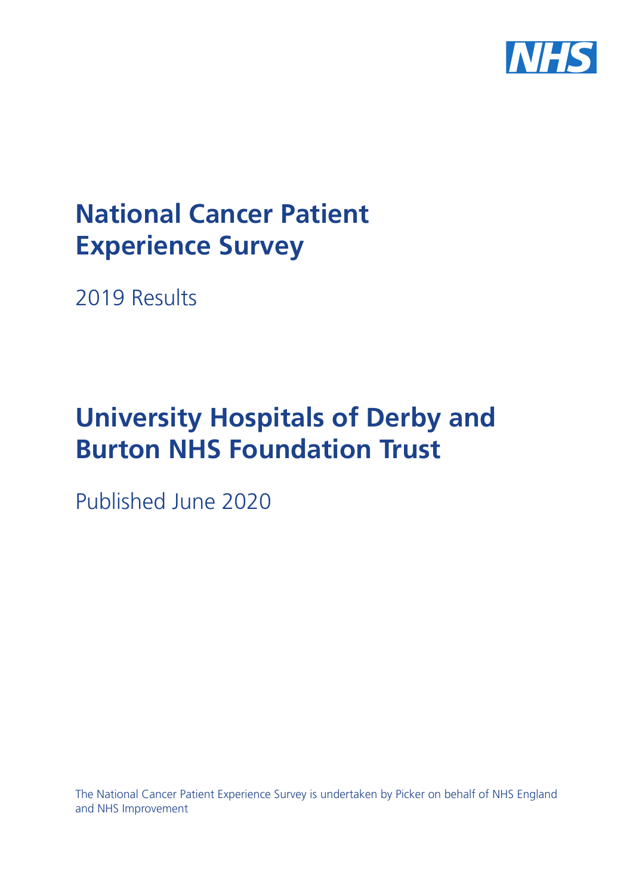# National Cancer Patient Experience Survey

2019 Results

# University Hospitals of Derby and Burton NHS Foundation Trust

Published June 2020

The National Cancer Patient Experience Survey is undertaken by Picker on behalf of NHS England and NHS Improvement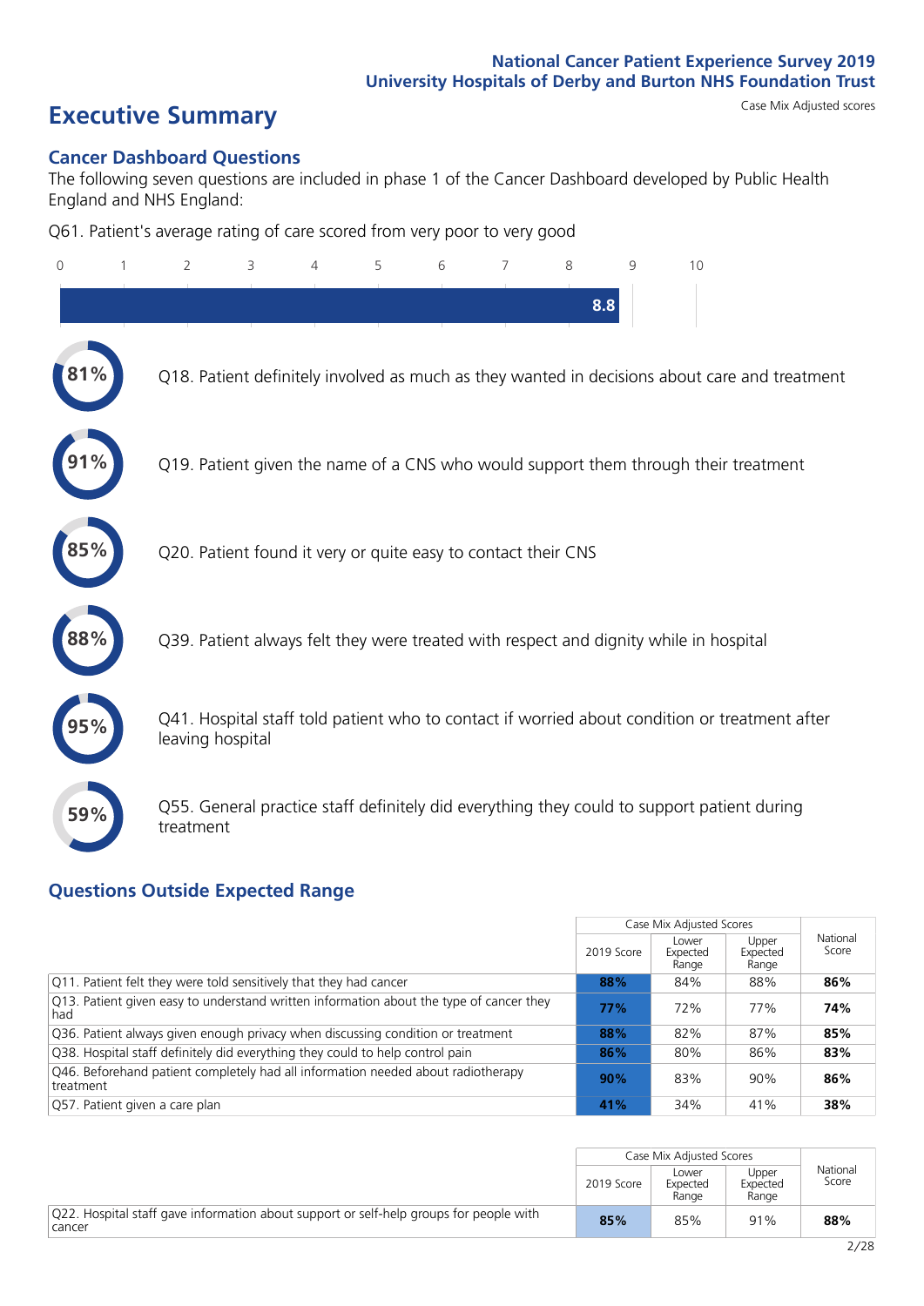National Cancer Patient Experience Survey 2019
University Hospitals of Derby and Burton NHS Foundation Trust

# Executive Summary

Case Mix Adjusted scores

## Cancer Dashboard Questions

The following seven questions are included in phase 1 of the Cancer Dashboard developed by Public Health England and NHS England:

Q61. Patient's average rating of care scored from very poor to very good

8.8

- **81%** Q18. Patient definitely involved as much as they wanted in decisions about care and treatment
- **91%** Q19. Patient given the name of a CNS who would support them through their treatment
- **85%** Q20. Patient found it very or quite easy to contact their CNS
- **88%** Q39. Patient always felt they were treated with respect and dignity while in hospital
- **95%** Q41. Hospital staff told patient who to contact if worried about condition or treatment after leaving hospital
- **59%** Q55. General practice staff definitely did everything they could to support patient during treatment

## Questions Outside Expected Range

| | Case Mix Adjusted Scores | | | National Score |
|---|---|---|---|---|
| | 2019 Score | Lower Expected Range | Upper Expected Range | |
| Q11. Patient felt they were told sensitively that they had cancer | **88%** | 84% | 88% | **86%** |
| Q13. Patient given easy to understand written information about the type of cancer they had | **77%** | 72% | 77% | **74%** |
| Q36. Patient always given enough privacy when discussing condition or treatment | **88%** | 82% | 87% | **85%** |
| Q38. Hospital staff definitely did everything they could to help control pain | **86%** | 80% | 86% | **83%** |
| Q46. Beforehand patient completely had all information needed about radiotherapy treatment | **90%** | 83% | 90% | **86%** |
| Q57. Patient given a care plan | **41%** | 34% | 41% | **38%** |

| | Case Mix Adjusted Scores | | | National Score |
|---|---|---|---|---|
| | 2019 Score | Lower Expected Range | Upper Expected Range | |
| Q22. Hospital staff gave information about support or self-help groups for people with cancer | **85%** | 85% | 91% | **88%** |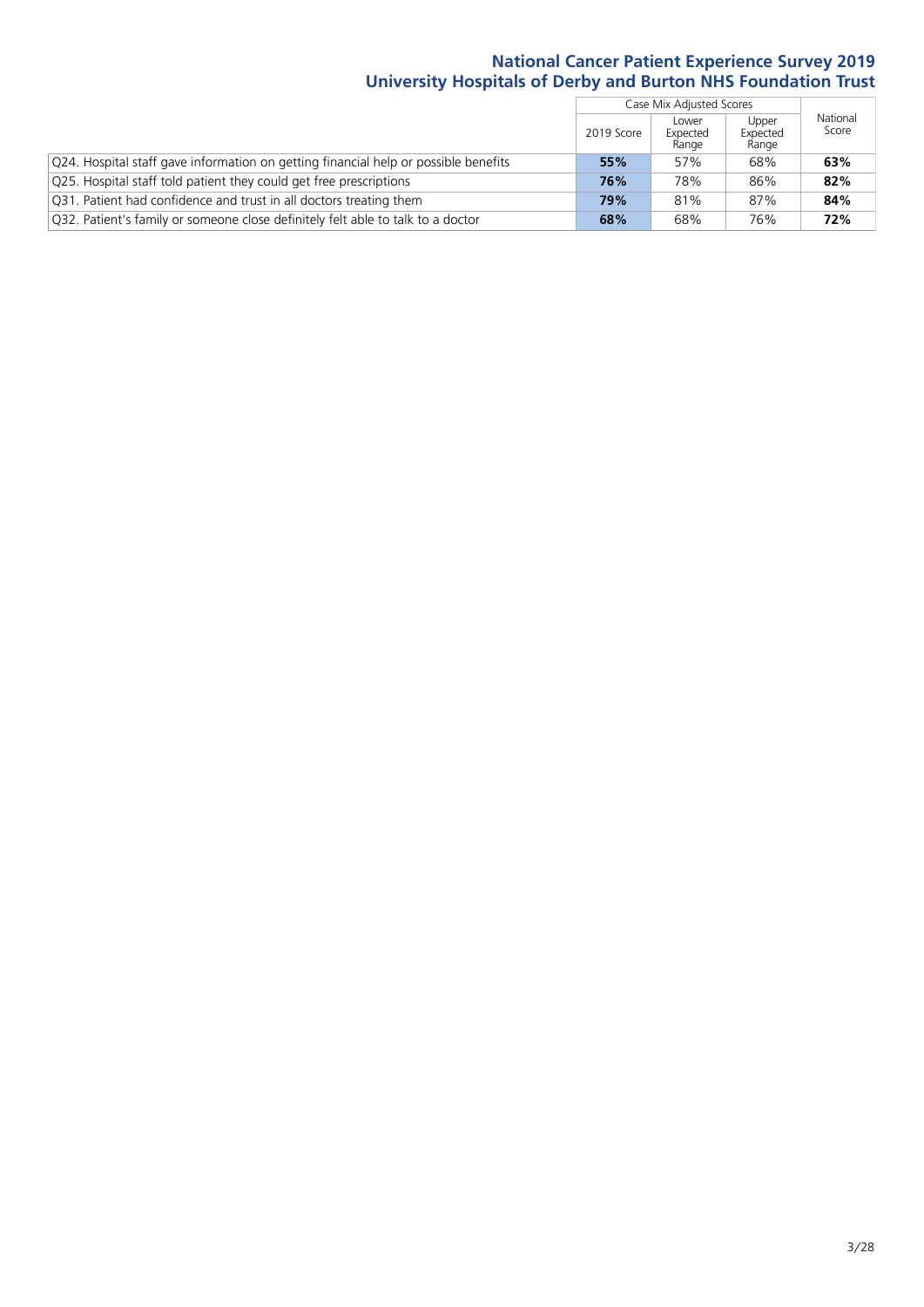# National Cancer Patient Experience Survey 2019
## University Hospitals of Derby and Burton NHS Foundation Trust

| | Case Mix Adjusted Scores | | | National Score |
|---|---|---|---|---|
| | 2019 Score | Lower Expected Range | Upper Expected Range | |
| Q24. Hospital staff gave information on getting financial help or possible benefits | **55%** | 57% | 68% | **63%** |
| Q25. Hospital staff told patient they could get free prescriptions | **76%** | 78% | 86% | **82%** |
| Q31. Patient had confidence and trust in all doctors treating them | **79%** | 81% | 87% | **84%** |
| Q32. Patient's family or someone close definitely felt able to talk to a doctor | **68%** | 68% | 76% | **72%** |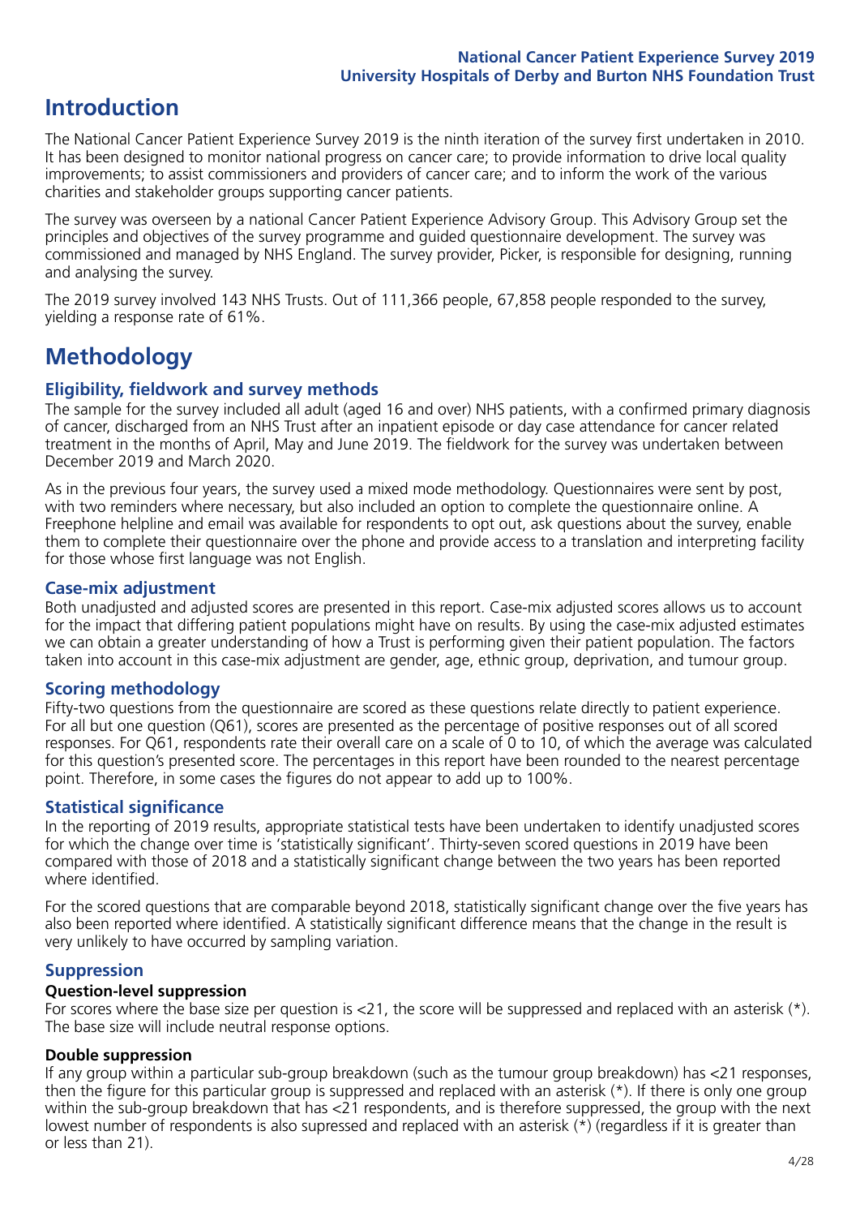# Introduction

The National Cancer Patient Experience Survey 2019 is the ninth iteration of the survey first undertaken in 2010. It has been designed to monitor national progress on cancer care; to provide information to drive local quality improvements; to assist commissioners and providers of cancer care; and to inform the work of the various charities and stakeholder groups supporting cancer patients.

The survey was overseen by a national Cancer Patient Experience Advisory Group. This Advisory Group set the principles and objectives of the survey programme and guided questionnaire development. The survey was commissioned and managed by NHS England. The survey provider, Picker, is responsible for designing, running and analysing the survey.

The 2019 survey involved 143 NHS Trusts. Out of 111,366 people, 67,858 people responded to the survey, yielding a response rate of 61%.

# Methodology

## Eligibility, fieldwork and survey methods

The sample for the survey included all adult (aged 16 and over) NHS patients, with a confirmed primary diagnosis of cancer, discharged from an NHS Trust after an inpatient episode or day case attendance for cancer related treatment in the months of April, May and June 2019. The fieldwork for the survey was undertaken between December 2019 and March 2020.

As in the previous four years, the survey used a mixed mode methodology. Questionnaires were sent by post, with two reminders where necessary, but also included an option to complete the questionnaire online. A Freephone helpline and email was available for respondents to opt out, ask questions about the survey, enable them to complete their questionnaire over the phone and provide access to a translation and interpreting facility for those whose first language was not English.

## Case-mix adjustment

Both unadjusted and adjusted scores are presented in this report. Case-mix adjusted scores allows us to account for the impact that differing patient populations might have on results. By using the case-mix adjusted estimates we can obtain a greater understanding of how a Trust is performing given their patient population. The factors taken into account in this case-mix adjustment are gender, age, ethnic group, deprivation, and tumour group.

## Scoring methodology

Fifty-two questions from the questionnaire are scored as these questions relate directly to patient experience. For all but one question (Q61), scores are presented as the percentage of positive responses out of all scored responses. For Q61, respondents rate their overall care on a scale of 0 to 10, of which the average was calculated for this question's presented score. The percentages in this report have been rounded to the nearest percentage point. Therefore, in some cases the figures do not appear to add up to 100%.

## Statistical significance

In the reporting of 2019 results, appropriate statistical tests have been undertaken to identify unadjusted scores for which the change over time is 'statistically significant'. Thirty-seven scored questions in 2019 have been compared with those of 2018 and a statistically significant change between the two years has been reported where identified.

For the scored questions that are comparable beyond 2018, statistically significant change over the five years has also been reported where identified. A statistically significant difference means that the change in the result is very unlikely to have occurred by sampling variation.

## Suppression

### Question-level suppression

For scores where the base size per question is <21, the score will be suppressed and replaced with an asterisk (*). The base size will include neutral response options.

### Double suppression

If any group within a particular sub-group breakdown (such as the tumour group breakdown) has <21 responses, then the figure for this particular group is suppressed and replaced with an asterisk (*). If there is only one group within the sub-group breakdown that has <21 respondents, and is therefore suppressed, the group with the next lowest number of respondents is also supressed and replaced with an asterisk (*) (regardless if it is greater than or less than 21).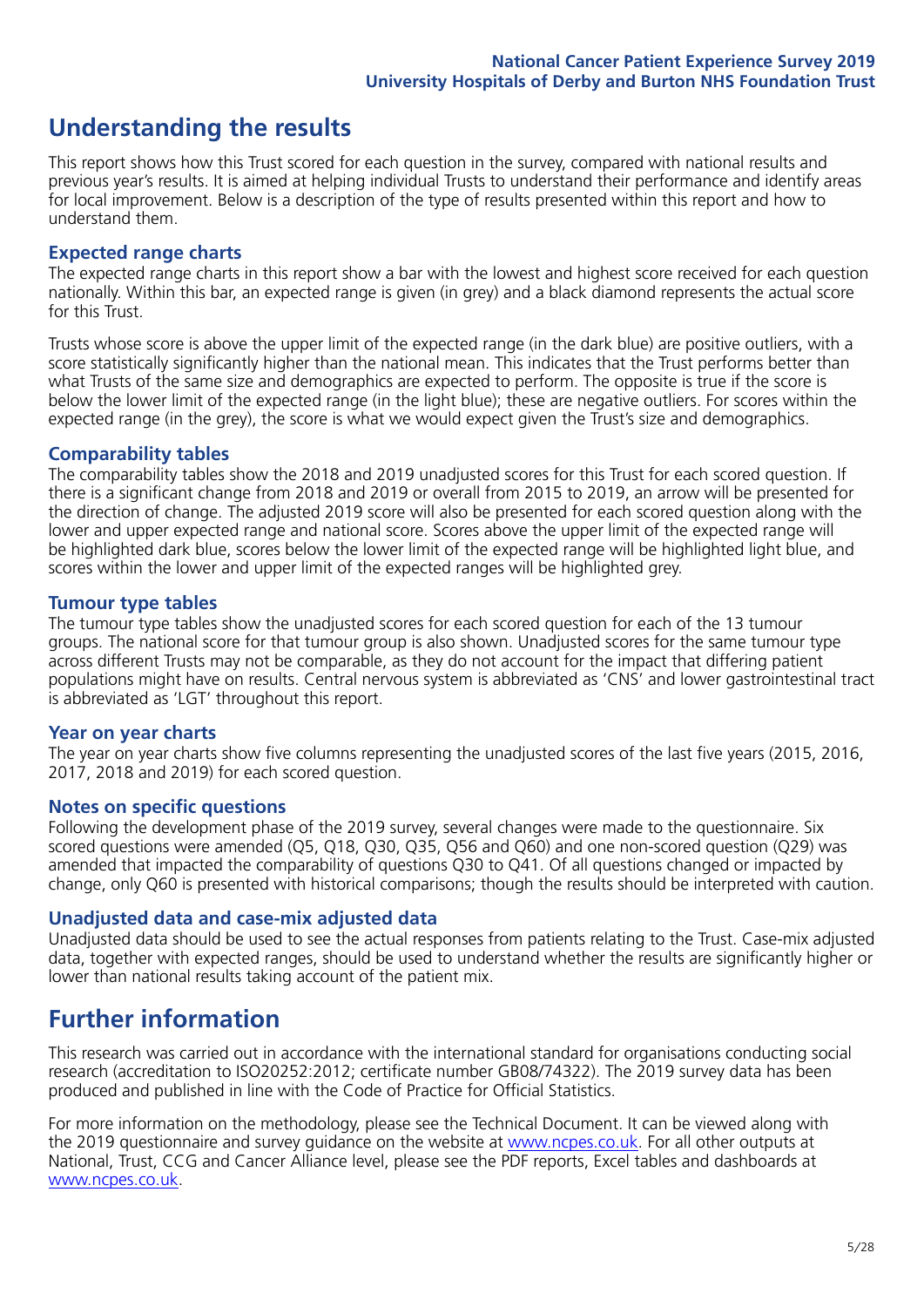# Understanding the results

This report shows how this Trust scored for each question in the survey, compared with national results and previous year's results. It is aimed at helping individual Trusts to understand their performance and identify areas for local improvement. Below is a description of the type of results presented within this report and how to understand them.

## Expected range charts

The expected range charts in this report show a bar with the lowest and highest score received for each question nationally. Within this bar, an expected range is given (in grey) and a black diamond represents the actual score for this Trust.

Trusts whose score is above the upper limit of the expected range (in the dark blue) are positive outliers, with a score statistically significantly higher than the national mean. This indicates that the Trust performs better than what Trusts of the same size and demographics are expected to perform. The opposite is true if the score is below the lower limit of the expected range (in the light blue); these are negative outliers. For scores within the expected range (in the grey), the score is what we would expect given the Trust's size and demographics.

## Comparability tables

The comparability tables show the 2018 and 2019 unadjusted scores for this Trust for each scored question. If there is a significant change from 2018 and 2019 or overall from 2015 to 2019, an arrow will be presented for the direction of change. The adjusted 2019 score will also be presented for each scored question along with the lower and upper expected range and national score. Scores above the upper limit of the expected range will be highlighted dark blue, scores below the lower limit of the expected range will be highlighted light blue, and scores within the lower and upper limit of the expected ranges will be highlighted grey.

## Tumour type tables

The tumour type tables show the unadjusted scores for each scored question for each of the 13 tumour groups. The national score for that tumour group is also shown. Unadjusted scores for the same tumour type across different Trusts may not be comparable, as they do not account for the impact that differing patient populations might have on results. Central nervous system is abbreviated as 'CNS' and lower gastrointestinal tract is abbreviated as 'LGT' throughout this report.

## Year on year charts

The year on year charts show five columns representing the unadjusted scores of the last five years (2015, 2016, 2017, 2018 and 2019) for each scored question.

## Notes on specific questions

Following the development phase of the 2019 survey, several changes were made to the questionnaire. Six scored questions were amended (Q5, Q18, Q30, Q35, Q56 and Q60) and one non-scored question (Q29) was amended that impacted the comparability of questions Q30 to Q41. Of all questions changed or impacted by change, only Q60 is presented with historical comparisons; though the results should be interpreted with caution.

## Unadjusted data and case-mix adjusted data

Unadjusted data should be used to see the actual responses from patients relating to the Trust. Case-mix adjusted data, together with expected ranges, should be used to understand whether the results are significantly higher or lower than national results taking account of the patient mix.

# Further information

This research was carried out in accordance with the international standard for organisations conducting social research (accreditation to ISO20252:2012; certificate number GB08/74322). The 2019 survey data has been produced and published in line with the Code of Practice for Official Statistics.

For more information on the methodology, please see the Technical Document. It can be viewed along with the 2019 questionnaire and survey guidance on the website at www.ncpes.co.uk. For all other outputs at National, Trust, CCG and Cancer Alliance level, please see the PDF reports, Excel tables and dashboards at www.ncpes.co.uk.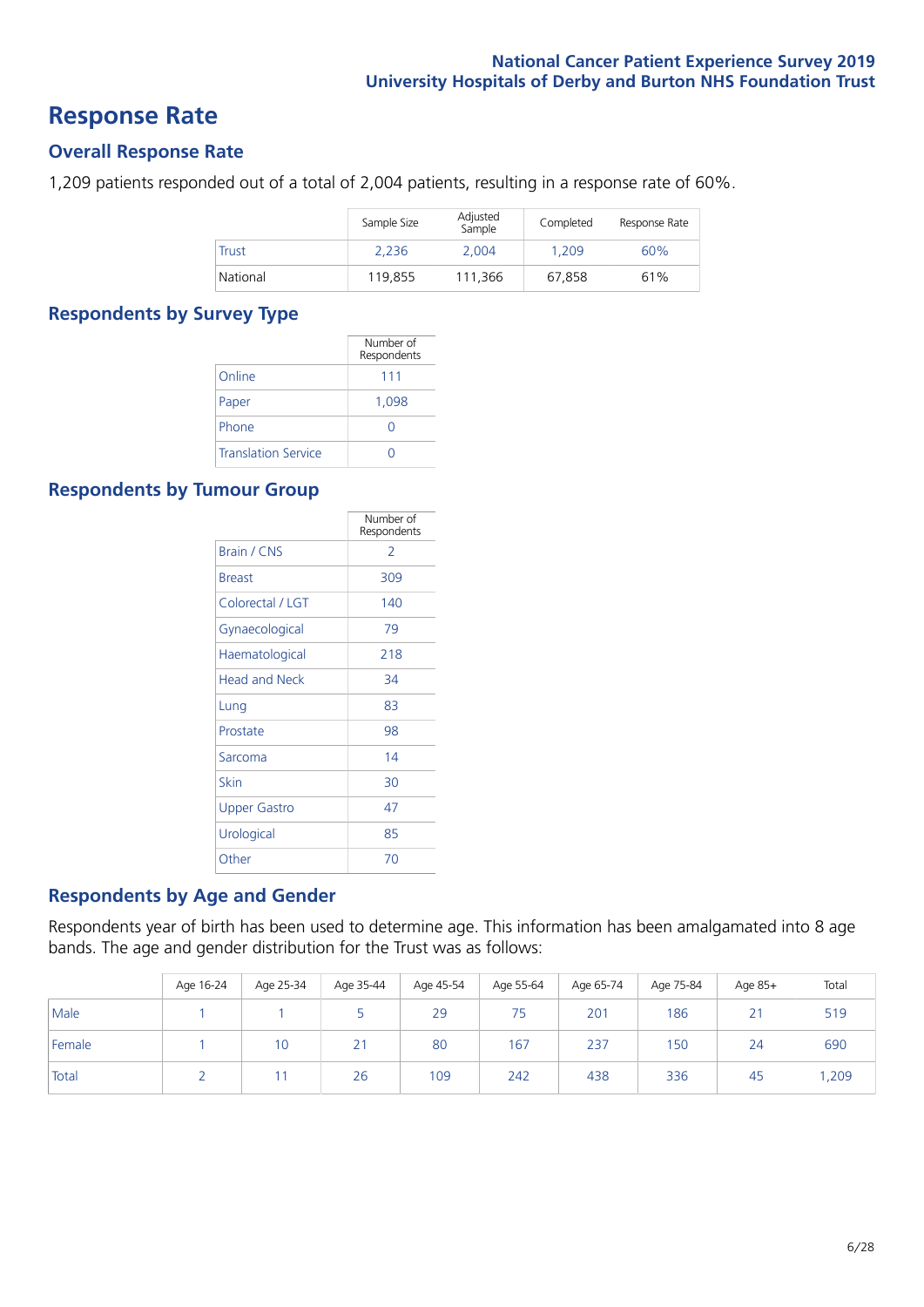# Response Rate

## Overall Response Rate

1,209 patients responded out of a total of 2,004 patients, resulting in a response rate of 60%.

| | Sample Size | Adjusted Sample | Completed | Response Rate |
|---|---|---|---|---|
| Trust | 2,236 | 2,004 | 1,209 | 60% |
| National | 119,855 | 111,366 | 67,858 | 61% |

## Respondents by Survey Type

| | Number of Respondents |
|---|---|
| Online | 111 |
| Paper | 1,098 |
| Phone | 0 |
| Translation Service | 0 |

## Respondents by Tumour Group

| | Number of Respondents |
|---|---|
| Brain / CNS | 2 |
| Breast | 309 |
| Colorectal / LGT | 140 |
| Gynaecological | 79 |
| Haematological | 218 |
| Head and Neck | 34 |
| Lung | 83 |
| Prostate | 98 |
| Sarcoma | 14 |
| Skin | 30 |
| Upper Gastro | 47 |
| Urological | 85 |
| Other | 70 |

## Respondents by Age and Gender

Respondents year of birth has been used to determine age. This information has been amalgamated into 8 age bands. The age and gender distribution for the Trust was as follows:

| | Age 16-24 | Age 25-34 | Age 35-44 | Age 45-54 | Age 55-64 | Age 65-74 | Age 75-84 | Age 85+ | Total |
|---|---|---|---|---|---|---|---|---|---|
| Male | 1 | 1 | 5 | 29 | 75 | 201 | 186 | 21 | 519 |
| Female | 1 | 10 | 21 | 80 | 167 | 237 | 150 | 24 | 690 |
| Total | 2 | 11 | 26 | 109 | 242 | 438 | 336 | 45 | 1,209 |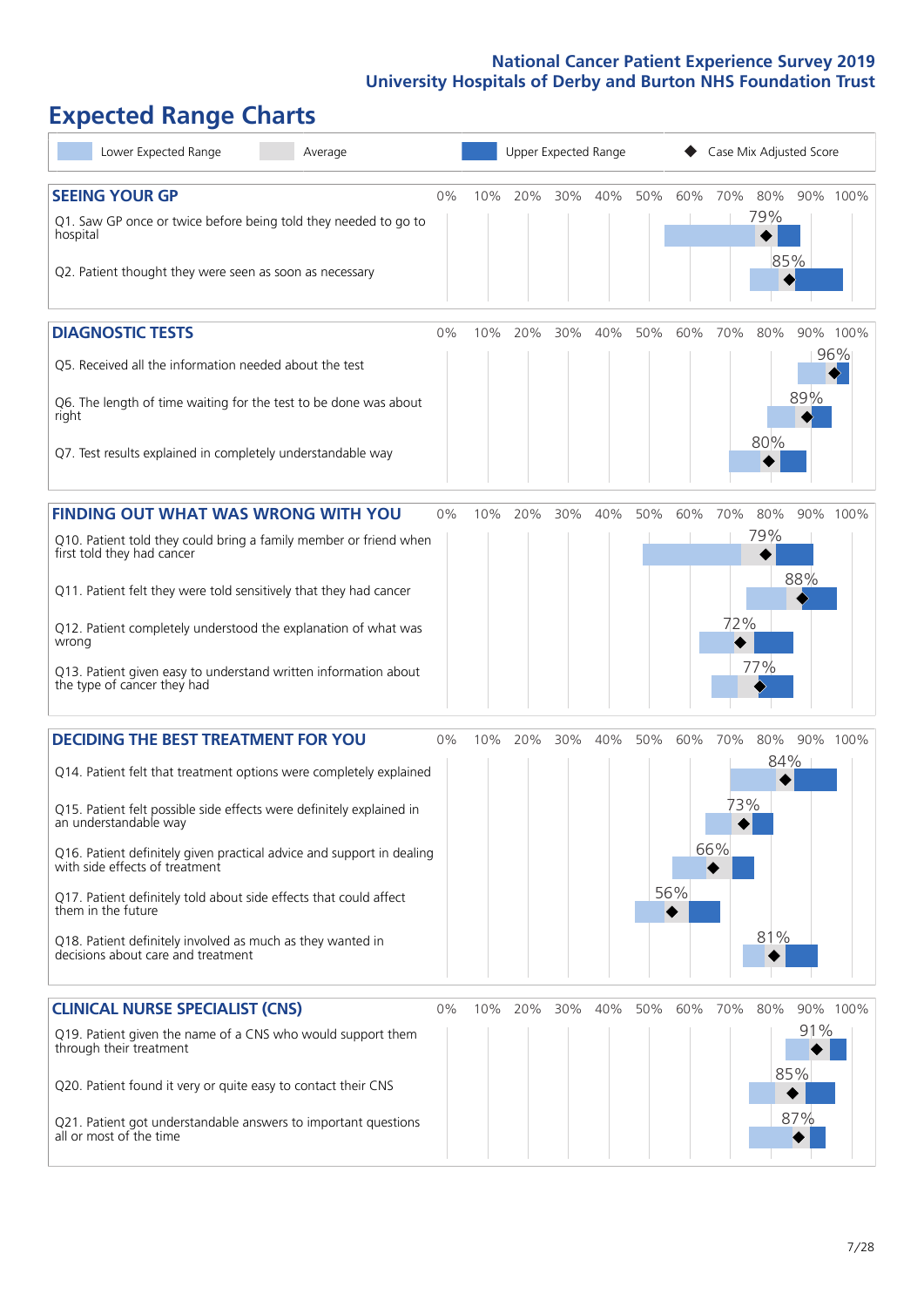National Cancer Patient Experience Survey 2019
University Hospitals of Derby and Burton NHS Foundation Trust

# Expected Range Charts

Lower Expected Range | Average | Upper Expected Range | Case Mix Adjusted Score

## SEEING YOUR GP

| Question | Case Mix Adjusted Score |
|---|---|
| Q1. Saw GP once or twice before being told they needed to go to hospital | 79% |
| Q2. Patient thought they were seen as soon as necessary | 85% |

## DIAGNOSTIC TESTS

| Question | Case Mix Adjusted Score |
|---|---|
| Q5. Received all the information needed about the test | 96% |
| Q6. The length of time waiting for the test to be done was about right | 89% |
| Q7. Test results explained in completely understandable way | 80% |

## FINDING OUT WHAT WAS WRONG WITH YOU

| Question | Case Mix Adjusted Score |
|---|---|
| Q10. Patient told they could bring a family member or friend when first told they had cancer | 79% |
| Q11. Patient felt they were told sensitively that they had cancer | 88% |
| Q12. Patient completely understood the explanation of what was wrong | 72% |
| Q13. Patient given easy to understand written information about the type of cancer they had | 77% |

## DECIDING THE BEST TREATMENT FOR YOU

| Question | Case Mix Adjusted Score |
|---|---|
| Q14. Patient felt that treatment options were completely explained | 84% |
| Q15. Patient felt possible side effects were definitely explained in an understandable way | 73% |
| Q16. Patient definitely given practical advice and support in dealing with side effects of treatment | 66% |
| Q17. Patient definitely told about side effects that could affect them in the future | 56% |
| Q18. Patient definitely involved as much as they wanted in decisions about care and treatment | 81% |

## CLINICAL NURSE SPECIALIST (CNS)

| Question | Case Mix Adjusted Score |
|---|---|
| Q19. Patient given the name of a CNS who would support them through their treatment | 91% |
| Q20. Patient found it very or quite easy to contact their CNS | 85% |
| Q21. Patient got understandable answers to important questions all or most of the time | 87% |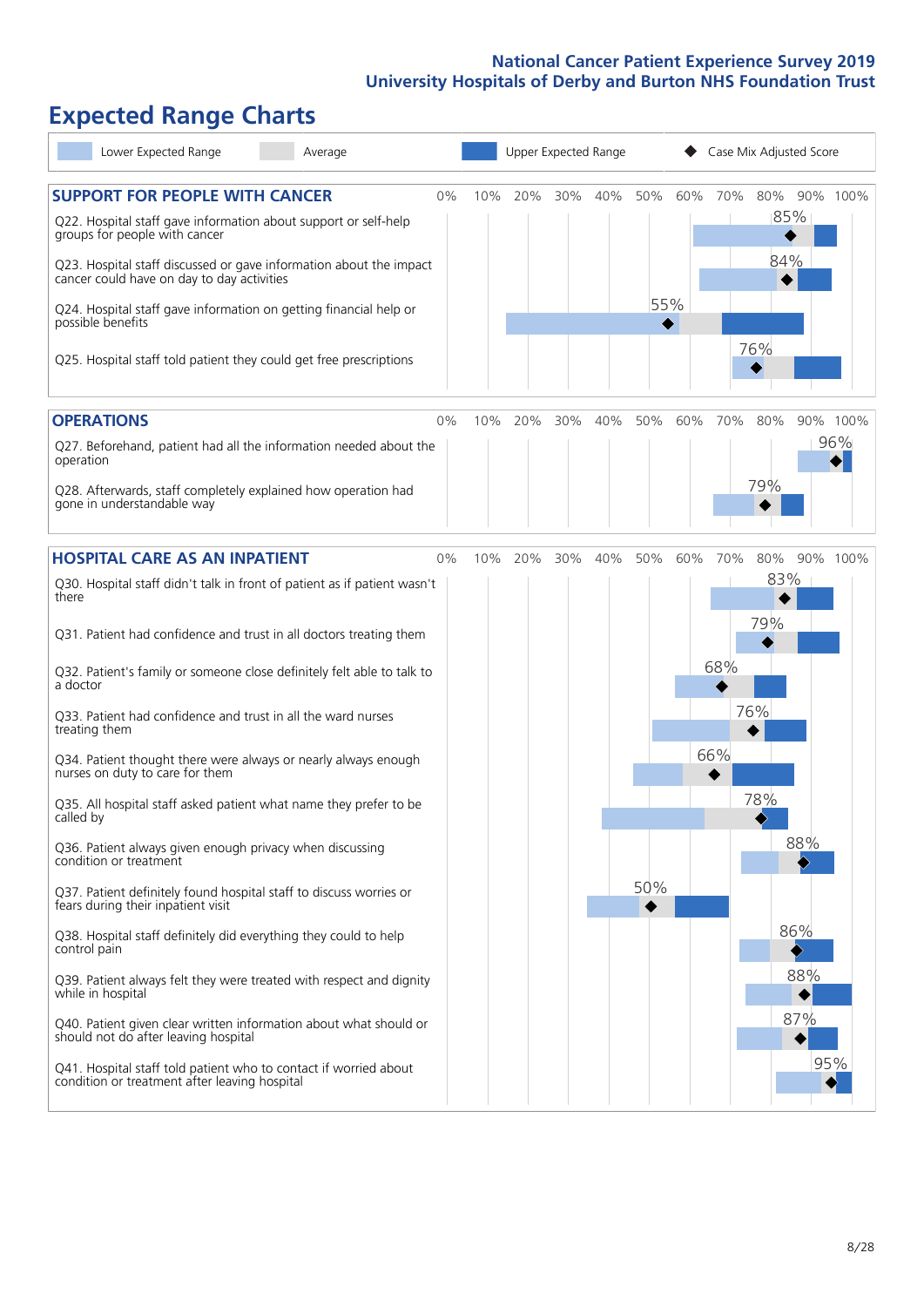# Expected Range Charts

Lower Expected Range | Average | Upper Expected Range | ◆ Case Mix Adjusted Score

## SUPPORT FOR PEOPLE WITH CANCER

| Question | Case Mix Adjusted Score |
|---|---|
| Q22. Hospital staff gave information about support or self-help groups for people with cancer | 85% |
| Q23. Hospital staff discussed or gave information about the impact cancer could have on day to day activities | 84% |
| Q24. Hospital staff gave information on getting financial help or possible benefits | 55% |
| Q25. Hospital staff told patient they could get free prescriptions | 76% |

## OPERATIONS

| Question | Case Mix Adjusted Score |
|---|---|
| Q27. Beforehand, patient had all the information needed about the operation | 96% |
| Q28. Afterwards, staff completely explained how operation had gone in understandable way | 79% |

## HOSPITAL CARE AS AN INPATIENT

| Question | Case Mix Adjusted Score |
|---|---|
| Q30. Hospital staff didn't talk in front of patient as if patient wasn't there | 83% |
| Q31. Patient had confidence and trust in all doctors treating them | 79% |
| Q32. Patient's family or someone close definitely felt able to talk to a doctor | 68% |
| Q33. Patient had confidence and trust in all the ward nurses treating them | 76% |
| Q34. Patient thought there were always or nearly always enough nurses on duty to care for them | 66% |
| Q35. All hospital staff asked patient what name they prefer to be called by | 78% |
| Q36. Patient always given enough privacy when discussing condition or treatment | 88% |
| Q37. Patient definitely found hospital staff to discuss worries or fears during their inpatient visit | 50% |
| Q38. Hospital staff definitely did everything they could to help control pain | 86% |
| Q39. Patient always felt they were treated with respect and dignity while in hospital | 88% |
| Q40. Patient given clear written information about what should or should not do after leaving hospital | 87% |
| Q41. Hospital staff told patient who to contact if worried about condition or treatment after leaving hospital | 95% |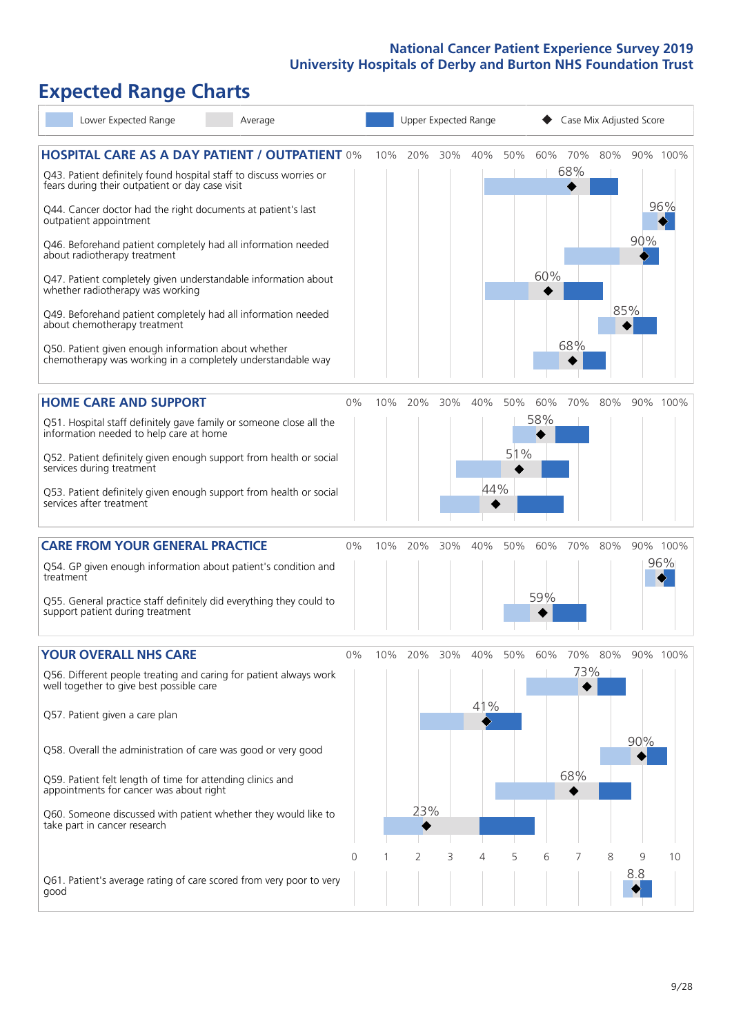# National Cancer Patient Experience Survey 2019
## University Hospitals of Derby and Burton NHS Foundation Trust

# Expected Range Charts

Lower Expected Range | Average | Upper Expected Range | Case Mix Adjusted Score

## HOSPITAL CARE AS A DAY PATIENT / OUTPATIENT

| Question | Case Mix Adjusted Score |
|---|---|
| Q43. Patient definitely found hospital staff to discuss worries or fears during their outpatient or day case visit | 68% |
| Q44. Cancer doctor had the right documents at patient's last outpatient appointment | 96% |
| Q46. Beforehand patient completely had all information needed about radiotherapy treatment | 90% |
| Q47. Patient completely given understandable information about whether radiotherapy was working | 60% |
| Q49. Beforehand patient completely had all information needed about chemotherapy treatment | 85% |
| Q50. Patient given enough information about whether chemotherapy was working in a completely understandable way | 68% |

## HOME CARE AND SUPPORT

| Question | Case Mix Adjusted Score |
|---|---|
| Q51. Hospital staff definitely gave family or someone close all the information needed to help care at home | 58% |
| Q52. Patient definitely given enough support from health or social services during treatment | 51% |
| Q53. Patient definitely given enough support from health or social services after treatment | 44% |

## CARE FROM YOUR GENERAL PRACTICE

| Question | Case Mix Adjusted Score |
|---|---|
| Q54. GP given enough information about patient's condition and treatment | 96% |
| Q55. General practice staff definitely did everything they could to support patient during treatment | 59% |

## YOUR OVERALL NHS CARE

| Question | Case Mix Adjusted Score |
|---|---|
| Q56. Different people treating and caring for patient always work well together to give best possible care | 73% |
| Q57. Patient given a care plan | 41% |
| Q58. Overall the administration of care was good or very good | 90% |
| Q59. Patient felt length of time for attending clinics and appointments for cancer was about right | 68% |
| Q60. Someone discussed with patient whether they would like to take part in cancer research | 23% |
| Q61. Patient's average rating of care scored from very poor to very good | 8.8 |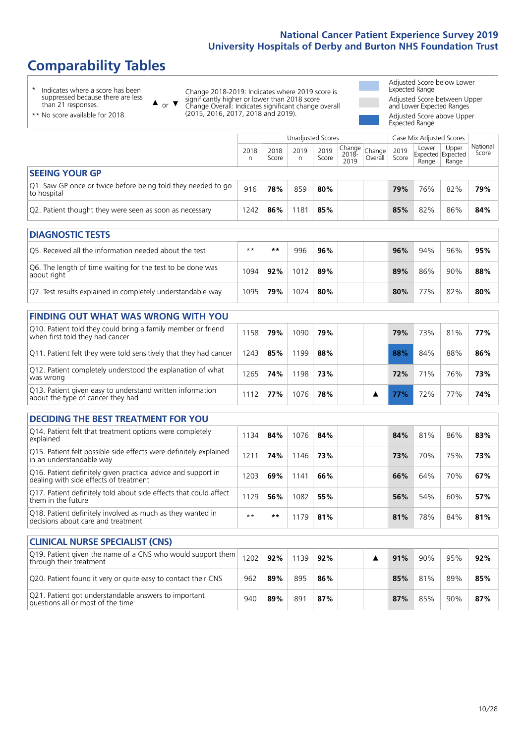# Comparability Tables

- \* Indicates where a score has been suppressed because there are less than 21 responses.
- \*\* No score available for 2018.

▲ or ▼ Change 2018-2019: Indicates where 2019 score is significantly higher or lower than 2018 score. Change Overall: Indicates significant change overall (2015, 2016, 2017, 2018 and 2019).

- Adjusted Score below Lower Expected Range
- Adjusted Score between Upper and Lower Expected Ranges
- Adjusted Score above Upper Expected Range

| | Unadjusted Scores | | | | | | Case Mix Adjusted Scores | | | |
|---|---|---|---|---|---|---|---|---|---|---|
| | 2018 n | 2018 Score | 2019 n | 2019 Score | Change 2018-2019 | Change Overall | 2019 Score | Lower Expected Range | Upper Expected Range | National Score |
| **SEEING YOUR GP** | | | | | | | | | | |
| Q1. Saw GP once or twice before being told they needed to go to hospital | 916 | **78%** | 859 | **80%** | | | **79%** | 76% | 82% | **79%** |
| Q2. Patient thought they were seen as soon as necessary | 1242 | **86%** | 1181 | **85%** | | | **85%** | 82% | 86% | **84%** |
| **DIAGNOSTIC TESTS** | | | | | | | | | | |
| Q5. Received all the information needed about the test | ** | ** | 996 | **96%** | | | **96%** | 94% | 96% | **95%** |
| Q6. The length of time waiting for the test to be done was about right | 1094 | **92%** | 1012 | **89%** | | | **89%** | 86% | 90% | **88%** |
| Q7. Test results explained in completely understandable way | 1095 | **79%** | 1024 | **80%** | | | **80%** | 77% | 82% | **80%** |
| **FINDING OUT WHAT WAS WRONG WITH YOU** | | | | | | | | | | |
| Q10. Patient told they could bring a family member or friend when first told they had cancer | 1158 | **79%** | 1090 | **79%** | | | **79%** | 73% | 81% | **77%** |
| Q11. Patient felt they were told sensitively that they had cancer | 1243 | **85%** | 1199 | **88%** | | | **88%** | 84% | 88% | **86%** |
| Q12. Patient completely understood the explanation of what was wrong | 1265 | **74%** | 1198 | **73%** | | | **72%** | 71% | 76% | **73%** |
| Q13. Patient given easy to understand written information about the type of cancer they had | 1112 | **77%** | 1076 | **78%** | | ▲ | **77%** | 72% | 77% | **74%** |
| **DECIDING THE BEST TREATMENT FOR YOU** | | | | | | | | | | |
| Q14. Patient felt that treatment options were completely explained | 1134 | **84%** | 1076 | **84%** | | | **84%** | 81% | 86% | **83%** |
| Q15. Patient felt possible side effects were definitely explained in an understandable way | 1211 | **74%** | 1146 | **73%** | | | **73%** | 70% | 75% | **73%** |
| Q16. Patient definitely given practical advice and support in dealing with side effects of treatment | 1203 | **69%** | 1141 | **66%** | | | **66%** | 64% | 70% | **67%** |
| Q17. Patient definitely told about side effects that could affect them in the future | 1129 | **56%** | 1082 | **55%** | | | **56%** | 54% | 60% | **57%** |
| Q18. Patient definitely involved as much as they wanted in decisions about care and treatment | ** | ** | 1179 | **81%** | | | **81%** | 78% | 84% | **81%** |
| **CLINICAL NURSE SPECIALIST (CNS)** | | | | | | | | | | |
| Q19. Patient given the name of a CNS who would support them through their treatment | 1202 | **92%** | 1139 | **92%** | | ▲ | **91%** | 90% | 95% | **92%** |
| Q20. Patient found it very or quite easy to contact their CNS | 962 | **89%** | 895 | **86%** | | | **85%** | 81% | 89% | **85%** |
| Q21. Patient got understandable answers to important questions all or most of the time | 940 | **89%** | 891 | **87%** | | | **87%** | 85% | 90% | **87%** |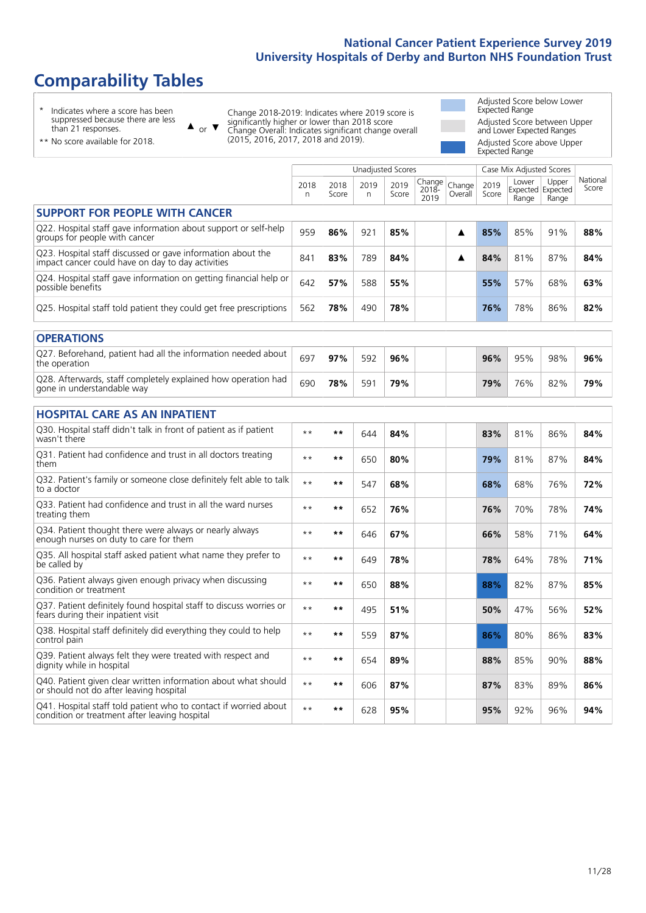# Comparability Tables

- \* Indicates where a score has been suppressed because there are less than 21 responses.
- ** No score available for 2018.

▲ or ▼ Change 2018-2019: Indicates where 2019 score is significantly higher or lower than 2018 score. Change Overall: Indicates significant change overall (2015, 2016, 2017, 2018 and 2019).

- Adjusted Score below Lower Expected Range
- Adjusted Score between Upper and Lower Expected Ranges
- Adjusted Score above Upper Expected Range

| | Unadjusted Scores | | | | | | Case Mix Adjusted Scores | | | |
|---|---|---|---|---|---|---|---|---|---|---|
| | 2018 n | 2018 Score | 2019 n | 2019 Score | Change 2018-2019 | Change Overall | 2019 Score | Lower Expected Range | Upper Expected Range | National Score |
| **SUPPORT FOR PEOPLE WITH CANCER** | | | | | | | | | | |
| Q22. Hospital staff gave information about support or self-help groups for people with cancer | 959 | **86%** | 921 | **85%** | | ▲ | **85%** | 85% | 91% | **88%** |
| Q23. Hospital staff discussed or gave information about the impact cancer could have on day to day activities | 841 | **83%** | 789 | **84%** | | ▲ | **84%** | 81% | 87% | **84%** |
| Q24. Hospital staff gave information on getting financial help or possible benefits | 642 | **57%** | 588 | **55%** | | | **55%** | 57% | 68% | **63%** |
| Q25. Hospital staff told patient they could get free prescriptions | 562 | **78%** | 490 | **78%** | | | **76%** | 78% | 86% | **82%** |
| **OPERATIONS** | | | | | | | | | | |
| Q27. Beforehand, patient had all the information needed about the operation | 697 | **97%** | 592 | **96%** | | | **96%** | 95% | 98% | **96%** |
| Q28. Afterwards, staff completely explained how operation had gone in understandable way | 690 | **78%** | 591 | **79%** | | | **79%** | 76% | 82% | **79%** |
| **HOSPITAL CARE AS AN INPATIENT** | | | | | | | | | | |
| Q30. Hospital staff didn't talk in front of patient as if patient wasn't there | ** | ** | 644 | **84%** | | | **83%** | 81% | 86% | **84%** |
| Q31. Patient had confidence and trust in all doctors treating them | ** | ** | 650 | **80%** | | | **79%** | 81% | 87% | **84%** |
| Q32. Patient's family or someone close definitely felt able to talk to a doctor | ** | ** | 547 | **68%** | | | **68%** | 68% | 76% | **72%** |
| Q33. Patient had confidence and trust in all the ward nurses treating them | ** | ** | 652 | **76%** | | | **76%** | 70% | 78% | **74%** |
| Q34. Patient thought there were always or nearly always enough nurses on duty to care for them | ** | ** | 646 | **67%** | | | **66%** | 58% | 71% | **64%** |
| Q35. All hospital staff asked patient what name they prefer to be called by | ** | ** | 649 | **78%** | | | **78%** | 64% | 78% | **71%** |
| Q36. Patient always given enough privacy when discussing condition or treatment | ** | ** | 650 | **88%** | | | **88%** | 82% | 87% | **85%** |
| Q37. Patient definitely found hospital staff to discuss worries or fears during their inpatient visit | ** | ** | 495 | **51%** | | | **50%** | 47% | 56% | **52%** |
| Q38. Hospital staff definitely did everything they could to help control pain | ** | ** | 559 | **87%** | | | **86%** | 80% | 86% | **83%** |
| Q39. Patient always felt they were treated with respect and dignity while in hospital | ** | ** | 654 | **89%** | | | **88%** | 85% | 90% | **88%** |
| Q40. Patient given clear written information about what should or should not do after leaving hospital | ** | ** | 606 | **87%** | | | **87%** | 83% | 89% | **86%** |
| Q41. Hospital staff told patient who to contact if worried about condition or treatment after leaving hospital | ** | ** | 628 | **95%** | | | **95%** | 92% | 96% | **94%** |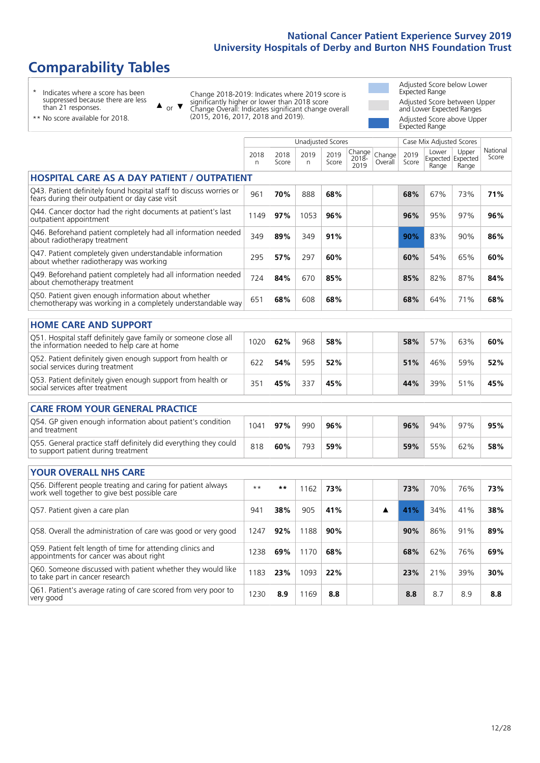# Comparability Tables

\* Indicates where a score has been suppressed because there are less than 21 responses.

** No score available for 2018.

▲ or ▼ Change 2018-2019: Indicates where 2019 score is significantly higher or lower than 2018 score. Change Overall: Indicates significant change overall (2015, 2016, 2017, 2018 and 2019).

Adjusted Score below Lower Expected Range

Adjusted Score between Upper and Lower Expected Ranges

Adjusted Score above Upper Expected Range

| | Unadjusted Scores | | | | | | Case Mix Adjusted Scores | | | |
|---|---|---|---|---|---|---|---|---|---|---|
| | 2018 n | 2018 Score | 2019 n | 2019 Score | Change 2018-2019 | Change Overall | 2019 Score | Lower Expected Range | Upper Expected Range | National Score |
| **HOSPITAL CARE AS A DAY PATIENT / OUTPATIENT** | | | | | | | | | | |
| Q43. Patient definitely found hospital staff to discuss worries or fears during their outpatient or day case visit | 961 | **70%** | 888 | **68%** | | | **68%** | 67% | 73% | **71%** |
| Q44. Cancer doctor had the right documents at patient's last outpatient appointment | 1149 | **97%** | 1053 | **96%** | | | **96%** | 95% | 97% | **96%** |
| Q46. Beforehand patient completely had all information needed about radiotherapy treatment | 349 | **89%** | 349 | **91%** | | | **90%** | 83% | 90% | **86%** |
| Q47. Patient completely given understandable information about whether radiotherapy was working | 295 | **57%** | 297 | **60%** | | | **60%** | 54% | 65% | **60%** |
| Q49. Beforehand patient completely had all information needed about chemotherapy treatment | 724 | **84%** | 670 | **85%** | | | **85%** | 82% | 87% | **84%** |
| Q50. Patient given enough information about whether chemotherapy was working in a completely understandable way | 651 | **68%** | 608 | **68%** | | | **68%** | 64% | 71% | **68%** |
| **HOME CARE AND SUPPORT** | | | | | | | | | | |
| Q51. Hospital staff definitely gave family or someone close all the information needed to help care at home | 1020 | **62%** | 968 | **58%** | | | **58%** | 57% | 63% | **60%** |
| Q52. Patient definitely given enough support from health or social services during treatment | 622 | **54%** | 595 | **52%** | | | **51%** | 46% | 59% | **52%** |
| Q53. Patient definitely given enough support from health or social services after treatment | 351 | **45%** | 337 | **45%** | | | **44%** | 39% | 51% | **45%** |
| **CARE FROM YOUR GENERAL PRACTICE** | | | | | | | | | | |
| Q54. GP given enough information about patient's condition and treatment | 1041 | **97%** | 990 | **96%** | | | **96%** | 94% | 97% | **95%** |
| Q55. General practice staff definitely did everything they could to support patient during treatment | 818 | **60%** | 793 | **59%** | | | **59%** | 55% | 62% | **58%** |
| **YOUR OVERALL NHS CARE** | | | | | | | | | | |
| Q56. Different people treating and caring for patient always work well together to give best possible care | ** | ** | 1162 | **73%** | | | **73%** | 70% | 76% | **73%** |
| Q57. Patient given a care plan | 941 | **38%** | 905 | **41%** | | ▲ | **41%** | 34% | 41% | **38%** |
| Q58. Overall the administration of care was good or very good | 1247 | **92%** | 1188 | **90%** | | | **90%** | 86% | 91% | **89%** |
| Q59. Patient felt length of time for attending clinics and appointments for cancer was about right | 1238 | **69%** | 1170 | **68%** | | | **68%** | 62% | 76% | **69%** |
| Q60. Someone discussed with patient whether they would like to take part in cancer research | 1183 | **23%** | 1093 | **22%** | | | **23%** | 21% | 39% | **30%** |
| Q61. Patient's average rating of care scored from very poor to very good | 1230 | **8.9** | 1169 | **8.8** | | | **8.8** | 8.7 | 8.9 | **8.8** |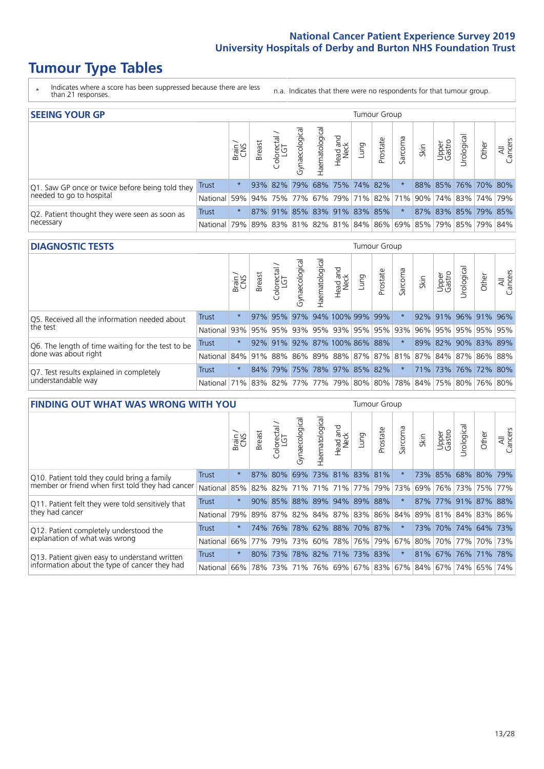National Cancer Patient Experience Survey 2019
University Hospitals of Derby and Burton NHS Foundation Trust

# Tumour Type Tables

\* Indicates where a score has been suppressed because there are less than 21 responses.

n.a. Indicates that there were no respondents for that tumour group.

## SEEING YOUR GP

| | | Brain / CNS | Breast | Colorectal / LGT | Gynaecological | Haematological | Head and Neck | Lung | Prostate | Sarcoma | Skin | Upper Gastro | Urological | Other | All Cancers |
|---|---|---|---|---|---|---|---|---|---|---|---|---|---|---|---|
| Q1. Saw GP once or twice before being told they needed to go to hospital | Trust | * | 93% | 82% | 79% | 68% | 75% | 74% | 82% | * | 88% | 85% | 76% | 70% | 80% |
| | National | 59% | 94% | 75% | 77% | 67% | 79% | 71% | 82% | 71% | 90% | 74% | 83% | 74% | 79% |
| Q2. Patient thought they were seen as soon as necessary | Trust | * | 87% | 91% | 85% | 83% | 91% | 83% | 85% | * | 87% | 83% | 85% | 79% | 85% |
| | National | 79% | 89% | 83% | 81% | 82% | 81% | 84% | 86% | 69% | 85% | 79% | 85% | 79% | 84% |

## DIAGNOSTIC TESTS

| | | Brain / CNS | Breast | Colorectal / LGT | Gynaecological | Haematological | Head and Neck | Lung | Prostate | Sarcoma | Skin | Upper Gastro | Urological | Other | All Cancers |
|---|---|---|---|---|---|---|---|---|---|---|---|---|---|---|---|
| Q5. Received all the information needed about the test | Trust | * | 97% | 95% | 97% | 94% | 100% | 99% | 99% | * | 92% | 91% | 96% | 91% | 96% |
| | National | 93% | 95% | 95% | 93% | 95% | 93% | 95% | 95% | 93% | 96% | 95% | 95% | 95% | 95% |
| Q6. The length of time waiting for the test to be done was about right | Trust | * | 92% | 91% | 92% | 87% | 100% | 86% | 88% | * | 89% | 82% | 90% | 83% | 89% |
| | National | 84% | 91% | 88% | 86% | 89% | 88% | 87% | 87% | 81% | 87% | 84% | 87% | 86% | 88% |
| Q7. Test results explained in completely understandable way | Trust | * | 84% | 79% | 75% | 78% | 97% | 85% | 82% | * | 71% | 73% | 76% | 72% | 80% |
| | National | 71% | 83% | 82% | 77% | 77% | 79% | 80% | 80% | 78% | 84% | 75% | 80% | 76% | 80% |

## FINDING OUT WHAT WAS WRONG WITH YOU

| | | Brain / CNS | Breast | Colorectal / LGT | Gynaecological | Haematological | Head and Neck | Lung | Prostate | Sarcoma | Skin | Upper Gastro | Urological | Other | All Cancers |
|---|---|---|---|---|---|---|---|---|---|---|---|---|---|---|---|
| Q10. Patient told they could bring a family member or friend when first told they had cancer | Trust | * | 87% | 80% | 69% | 73% | 81% | 83% | 81% | * | 73% | 85% | 68% | 80% | 79% |
| | National | 85% | 82% | 82% | 71% | 71% | 71% | 77% | 79% | 73% | 69% | 76% | 73% | 75% | 77% |
| Q11. Patient felt they were told sensitively that they had cancer | Trust | * | 90% | 85% | 88% | 89% | 94% | 89% | 88% | * | 87% | 77% | 91% | 87% | 88% |
| | National | 79% | 89% | 87% | 82% | 84% | 87% | 83% | 86% | 84% | 89% | 81% | 84% | 83% | 86% |
| Q12. Patient completely understood the explanation of what was wrong | Trust | * | 74% | 76% | 78% | 62% | 88% | 70% | 87% | * | 73% | 70% | 74% | 64% | 73% |
| | National | 66% | 77% | 79% | 73% | 60% | 78% | 76% | 79% | 67% | 80% | 70% | 77% | 70% | 73% |
| Q13. Patient given easy to understand written information about the type of cancer they had | Trust | * | 80% | 73% | 78% | 82% | 71% | 73% | 83% | * | 81% | 67% | 76% | 71% | 78% |
| | National | 66% | 78% | 73% | 71% | 76% | 69% | 67% | 83% | 67% | 84% | 67% | 74% | 65% | 74% |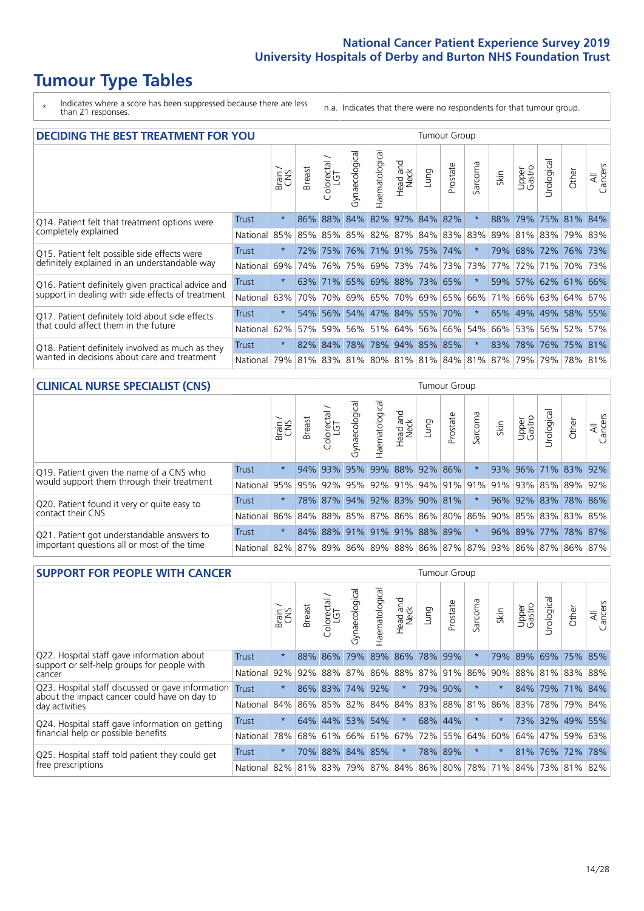# Tumour Type Tables

\* Indicates where a score has been suppressed because there are less than 21 responses.

n.a. Indicates that there were no respondents for that tumour group.

## DECIDING THE BEST TREATMENT FOR YOU

| | | Brain / CNS | Breast | Colorectal / LGT | Gynaecological | Haematological | Head and Neck | Lung | Prostate | Sarcoma | Skin | Upper Gastro | Urological | Other | All Cancers |
|---|---|---|---|---|---|---|---|---|---|---|---|---|---|---|---|
| Q14. Patient felt that treatment options were completely explained | Trust | * | 86% | 88% | 84% | 82% | 97% | 84% | 82% | * | 88% | 79% | 75% | 81% | 84% |
| | National | 85% | 85% | 85% | 85% | 82% | 87% | 84% | 83% | 83% | 89% | 81% | 83% | 79% | 83% |
| Q15. Patient felt possible side effects were definitely explained in an understandable way | Trust | * | 72% | 75% | 76% | 71% | 91% | 75% | 74% | * | 79% | 68% | 72% | 76% | 73% |
| | National | 69% | 74% | 76% | 75% | 69% | 73% | 74% | 73% | 73% | 77% | 72% | 71% | 70% | 73% |
| Q16. Patient definitely given practical advice and support in dealing with side effects of treatment | Trust | * | 63% | 71% | 65% | 69% | 88% | 73% | 65% | * | 59% | 57% | 62% | 61% | 66% |
| | National | 63% | 70% | 70% | 69% | 65% | 70% | 69% | 65% | 66% | 71% | 66% | 63% | 64% | 67% |
| Q17. Patient definitely told about side effects that could affect them in the future | Trust | * | 54% | 56% | 54% | 47% | 84% | 55% | 70% | * | 65% | 49% | 49% | 58% | 55% |
| | National | 62% | 57% | 59% | 56% | 51% | 64% | 56% | 66% | 54% | 66% | 53% | 56% | 52% | 57% |
| Q18. Patient definitely involved as much as they wanted in decisions about care and treatment | Trust | * | 82% | 84% | 78% | 78% | 94% | 85% | 85% | * | 83% | 78% | 76% | 75% | 81% |
| | National | 79% | 81% | 83% | 81% | 80% | 81% | 81% | 84% | 81% | 87% | 79% | 79% | 78% | 81% |

## CLINICAL NURSE SPECIALIST (CNS)

| | | Brain / CNS | Breast | Colorectal / LGT | Gynaecological | Haematological | Head and Neck | Lung | Prostate | Sarcoma | Skin | Upper Gastro | Urological | Other | All Cancers |
|---|---|---|---|---|---|---|---|---|---|---|---|---|---|---|---|
| Q19. Patient given the name of a CNS who would support them through their treatment | Trust | * | 94% | 93% | 95% | 99% | 88% | 92% | 86% | * | 93% | 96% | 71% | 83% | 92% |
| | National | 95% | 95% | 92% | 95% | 92% | 91% | 94% | 91% | 91% | 91% | 93% | 85% | 89% | 92% |
| Q20. Patient found it very or quite easy to contact their CNS | Trust | * | 78% | 87% | 94% | 92% | 83% | 90% | 81% | * | 96% | 92% | 83% | 78% | 86% |
| | National | 86% | 84% | 88% | 85% | 87% | 86% | 86% | 80% | 86% | 90% | 85% | 83% | 83% | 85% |
| Q21. Patient got understandable answers to important questions all or most of the time | Trust | * | 84% | 88% | 91% | 91% | 91% | 88% | 89% | * | 96% | 89% | 77% | 78% | 87% |
| | National | 82% | 87% | 89% | 86% | 89% | 88% | 86% | 87% | 87% | 93% | 86% | 87% | 86% | 87% |

## SUPPORT FOR PEOPLE WITH CANCER

| | | Brain / CNS | Breast | Colorectal / LGT | Gynaecological | Haematological | Head and Neck | Lung | Prostate | Sarcoma | Skin | Upper Gastro | Urological | Other | All Cancers |
|---|---|---|---|---|---|---|---|---|---|---|---|---|---|---|---|
| Q22. Hospital staff gave information about support or self-help groups for people with cancer | Trust | * | 88% | 86% | 79% | 89% | 86% | 78% | 99% | * | 79% | 89% | 69% | 75% | 85% |
| | National | 92% | 92% | 88% | 87% | 86% | 88% | 87% | 91% | 86% | 90% | 88% | 81% | 83% | 88% |
| Q23. Hospital staff discussed or gave information about the impact cancer could have on day to day activities | Trust | * | 86% | 83% | 74% | 92% | * | 79% | 90% | * | * | 84% | 79% | 71% | 84% |
| | National | 84% | 86% | 85% | 82% | 84% | 84% | 83% | 88% | 81% | 86% | 83% | 78% | 79% | 84% |
| Q24. Hospital staff gave information on getting financial help or possible benefits | Trust | * | 64% | 44% | 53% | 54% | * | 68% | 44% | * | * | 73% | 32% | 49% | 55% |
| | National | 78% | 68% | 61% | 66% | 61% | 67% | 72% | 55% | 64% | 60% | 64% | 47% | 59% | 63% |
| Q25. Hospital staff told patient they could get free prescriptions | Trust | * | 70% | 88% | 84% | 85% | * | 78% | 89% | * | * | 81% | 76% | 72% | 78% |
| | National | 82% | 81% | 83% | 79% | 87% | 84% | 86% | 80% | 78% | 71% | 84% | 73% | 81% | 82% |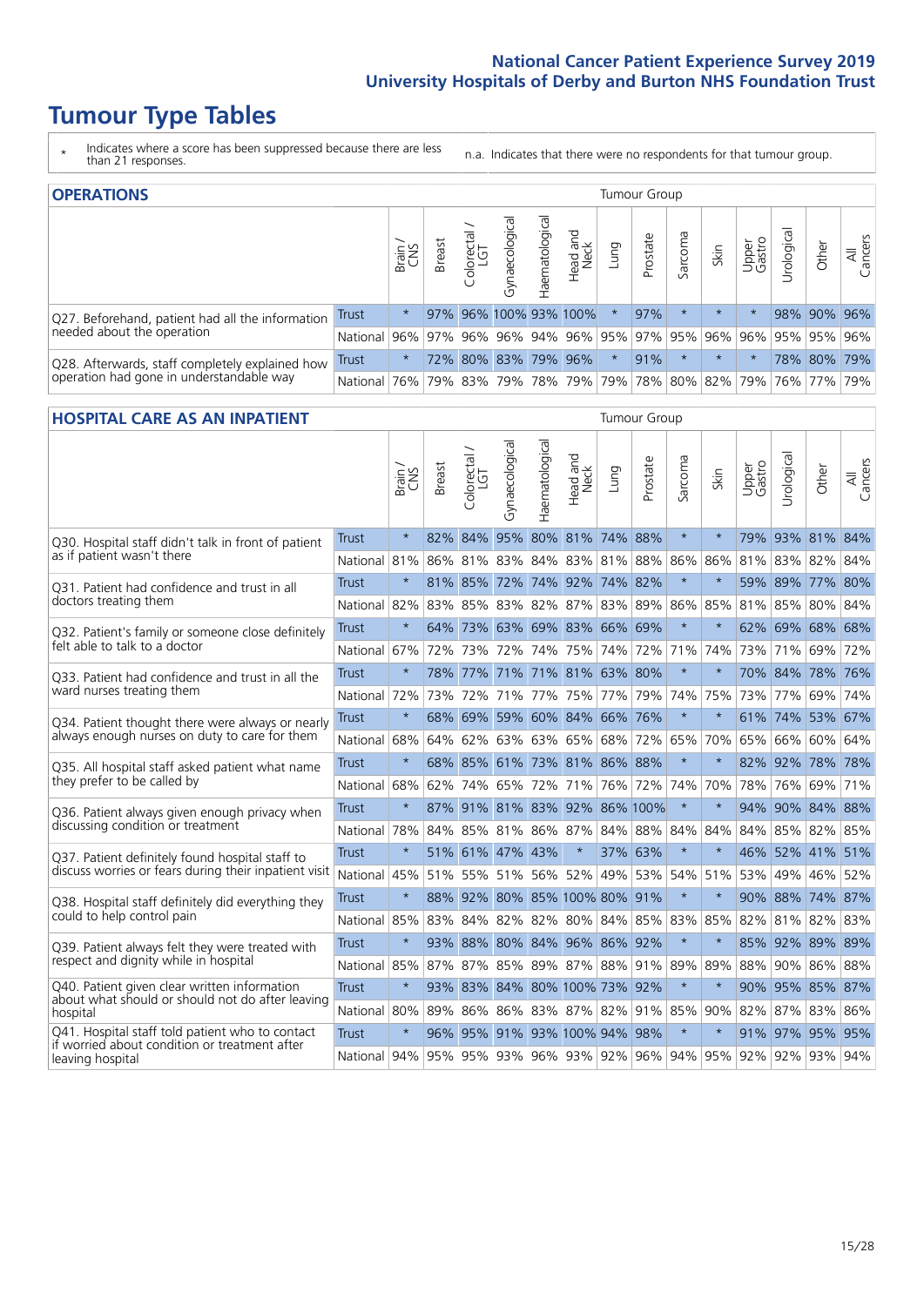# Tumour Type Tables

\* Indicates where a score has been suppressed because there are less than 21 responses.

n.a. Indicates that there were no respondents for that tumour group.

## OPERATIONS

| | | Brain / CNS | Breast | Colorectal / LGT | Gynaecological | Haematological | Head and Neck | Lung | Prostate | Sarcoma | Skin | Upper Gastro | Urological | Other | All Cancers |
|---|---|---|---|---|---|---|---|---|---|---|---|---|---|---|---|
| Q27. Beforehand, patient had all the information needed about the operation | Trust | * | 97% | 96% | 100% | 93% | 100% | * | 97% | * | * | * | 98% | 90% | 96% |
| | National | 96% | 97% | 96% | 96% | 94% | 96% | 95% | 97% | 95% | 96% | 96% | 95% | 95% | 96% |
| Q28. Afterwards, staff completely explained how operation had gone in understandable way | Trust | * | 72% | 80% | 83% | 79% | 96% | * | 91% | * | * | * | 78% | 80% | 79% |
| | National | 76% | 79% | 83% | 79% | 78% | 79% | 79% | 78% | 80% | 82% | 79% | 76% | 77% | 79% |

## HOSPITAL CARE AS AN INPATIENT

| | | Brain / CNS | Breast | Colorectal / LGT | Gynaecological | Haematological | Head and Neck | Lung | Prostate | Sarcoma | Skin | Upper Gastro | Urological | Other | All Cancers |
|---|---|---|---|---|---|---|---|---|---|---|---|---|---|---|---|
| Q30. Hospital staff didn't talk in front of patient as if patient wasn't there | Trust | * | 82% | 84% | 95% | 80% | 81% | 74% | 88% | * | * | 79% | 93% | 81% | 84% |
| | National | 81% | 86% | 81% | 83% | 84% | 83% | 81% | 88% | 86% | 86% | 81% | 83% | 82% | 84% |
| Q31. Patient had confidence and trust in all doctors treating them | Trust | * | 81% | 85% | 72% | 74% | 92% | 74% | 82% | * | * | 59% | 89% | 77% | 80% |
| | National | 82% | 83% | 85% | 83% | 82% | 87% | 83% | 89% | 86% | 85% | 81% | 85% | 80% | 84% |
| Q32. Patient's family or someone close definitely felt able to talk to a doctor | Trust | * | 64% | 73% | 63% | 69% | 83% | 66% | 69% | * | * | 62% | 69% | 68% | 68% |
| | National | 67% | 72% | 73% | 72% | 74% | 75% | 74% | 72% | 71% | 74% | 73% | 71% | 69% | 72% |
| Q33. Patient had confidence and trust in all the ward nurses treating them | Trust | * | 78% | 77% | 71% | 71% | 81% | 63% | 80% | * | * | 70% | 84% | 78% | 76% |
| | National | 72% | 73% | 72% | 71% | 77% | 75% | 77% | 79% | 74% | 75% | 73% | 77% | 69% | 74% |
| Q34. Patient thought there were always or nearly always enough nurses on duty to care for them | Trust | * | 68% | 69% | 59% | 60% | 84% | 66% | 76% | * | * | 61% | 74% | 53% | 67% |
| | National | 68% | 64% | 62% | 63% | 63% | 65% | 68% | 72% | 65% | 70% | 65% | 66% | 60% | 64% |
| Q35. All hospital staff asked patient what name they prefer to be called by | Trust | * | 68% | 85% | 61% | 73% | 81% | 86% | 88% | * | * | 82% | 92% | 78% | 78% |
| | National | 68% | 62% | 74% | 65% | 72% | 71% | 76% | 72% | 74% | 70% | 78% | 76% | 69% | 71% |
| Q36. Patient always given enough privacy when discussing condition or treatment | Trust | * | 87% | 91% | 81% | 83% | 92% | 86% | 100% | * | * | 94% | 90% | 84% | 88% |
| | National | 78% | 84% | 85% | 81% | 86% | 87% | 84% | 88% | 84% | 84% | 84% | 85% | 82% | 85% |
| Q37. Patient definitely found hospital staff to discuss worries or fears during their inpatient visit | Trust | * | 51% | 61% | 47% | 43% | * | 37% | 63% | * | * | 46% | 52% | 41% | 51% |
| | National | 45% | 51% | 55% | 51% | 56% | 52% | 49% | 53% | 54% | 51% | 53% | 49% | 46% | 52% |
| Q38. Hospital staff definitely did everything they could to help control pain | Trust | * | 88% | 92% | 80% | 85% | 100% | 80% | 91% | * | * | 90% | 88% | 74% | 87% |
| | National | 85% | 83% | 84% | 82% | 82% | 80% | 84% | 85% | 83% | 85% | 82% | 81% | 82% | 83% |
| Q39. Patient always felt they were treated with respect and dignity while in hospital | Trust | * | 93% | 88% | 80% | 84% | 96% | 86% | 92% | * | * | 85% | 92% | 89% | 89% |
| | National | 85% | 87% | 87% | 85% | 89% | 87% | 88% | 91% | 89% | 89% | 88% | 90% | 86% | 88% |
| Q40. Patient given clear written information about what should or should not do after leaving hospital | Trust | * | 93% | 83% | 84% | 80% | 100% | 73% | 92% | * | * | 90% | 95% | 85% | 87% |
| | National | 80% | 89% | 86% | 86% | 83% | 87% | 82% | 91% | 85% | 90% | 82% | 87% | 83% | 86% |
| Q41. Hospital staff told patient who to contact if worried about condition or treatment after leaving hospital | Trust | * | 96% | 95% | 91% | 93% | 100% | 94% | 98% | * | * | 91% | 97% | 95% | 95% |
| | National | 94% | 95% | 95% | 93% | 96% | 93% | 92% | 96% | 94% | 95% | 92% | 92% | 93% | 94% |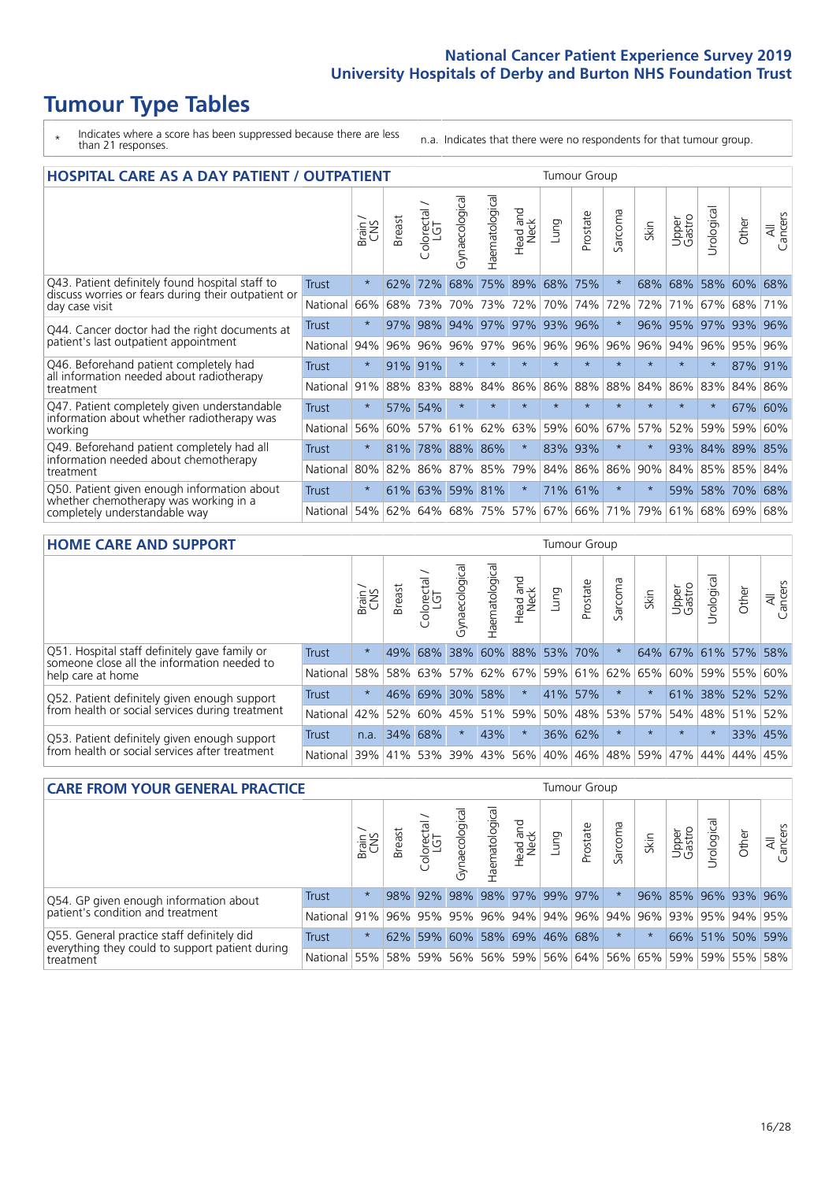# Tumour Type Tables

\* Indicates where a score has been suppressed because there are less than 21 responses.

n.a. Indicates that there were no respondents for that tumour group.

## HOSPITAL CARE AS A DAY PATIENT / OUTPATIENT

| | | Brain / CNS | Breast | Colorectal / LGT | Gynaecological | Haematological | Head and Neck | Lung | Prostate | Sarcoma | Skin | Upper Gastro | Urological | Other | All Cancers |
|---|---|---|---|---|---|---|---|---|---|---|---|---|---|---|---|
| Q43. Patient definitely found hospital staff to discuss worries or fears during their outpatient or day case visit | Trust | * | 62% | 72% | 68% | 75% | 89% | 68% | 75% | * | 68% | 68% | 58% | 60% | 68% |
| | National | 66% | 68% | 73% | 70% | 73% | 72% | 70% | 74% | 72% | 72% | 71% | 67% | 68% | 71% |
| Q44. Cancer doctor had the right documents at patient's last outpatient appointment | Trust | * | 97% | 98% | 94% | 97% | 97% | 93% | 96% | * | 96% | 95% | 97% | 93% | 96% |
| | National | 94% | 96% | 96% | 96% | 97% | 96% | 96% | 96% | 96% | 96% | 94% | 96% | 95% | 96% |
| Q46. Beforehand patient completely had all information needed about radiotherapy treatment | Trust | * | 91% | 91% | * | * | * | * | * | * | * | * | * | 87% | 91% |
| | National | 91% | 88% | 83% | 88% | 84% | 86% | 86% | 88% | 88% | 84% | 86% | 83% | 84% | 86% |
| Q47. Patient completely given understandable information about whether radiotherapy was working | Trust | * | 57% | 54% | * | * | * | * | * | * | * | * | * | 67% | 60% |
| | National | 56% | 60% | 57% | 61% | 62% | 63% | 59% | 60% | 67% | 57% | 52% | 59% | 59% | 60% |
| Q49. Beforehand patient completely had all information needed about chemotherapy treatment | Trust | * | 81% | 78% | 88% | 86% | * | 83% | 93% | * | * | 93% | 84% | 89% | 85% |
| | National | 80% | 82% | 86% | 87% | 85% | 79% | 84% | 86% | 86% | 90% | 84% | 85% | 85% | 84% |
| Q50. Patient given enough information about whether chemotherapy was working in a completely understandable way | Trust | * | 61% | 63% | 59% | 81% | * | 71% | 61% | * | * | 59% | 58% | 70% | 68% |
| | National | 54% | 62% | 64% | 68% | 75% | 57% | 67% | 66% | 71% | 79% | 61% | 68% | 69% | 68% |

## HOME CARE AND SUPPORT

| | | Brain / CNS | Breast | Colorectal / LGT | Gynaecological | Haematological | Head and Neck | Lung | Prostate | Sarcoma | Skin | Upper Gastro | Urological | Other | All Cancers |
|---|---|---|---|---|---|---|---|---|---|---|---|---|---|---|---|
| Q51. Hospital staff definitely gave family or someone close all the information needed to help care at home | Trust | * | 49% | 68% | 38% | 60% | 88% | 53% | 70% | * | 64% | 67% | 61% | 57% | 58% |
| | National | 58% | 58% | 63% | 57% | 62% | 67% | 59% | 61% | 62% | 65% | 60% | 59% | 55% | 60% |
| Q52. Patient definitely given enough support from health or social services during treatment | Trust | * | 46% | 69% | 30% | 58% | * | 41% | 57% | * | * | 61% | 38% | 52% | 52% |
| | National | 42% | 52% | 60% | 45% | 51% | 59% | 50% | 48% | 53% | 57% | 54% | 48% | 51% | 52% |
| Q53. Patient definitely given enough support from health or social services after treatment | Trust | n.a. | 34% | 68% | * | 43% | * | 36% | 62% | * | * | * | * | 33% | 45% |
| | National | 39% | 41% | 53% | 39% | 43% | 56% | 40% | 46% | 48% | 59% | 47% | 44% | 44% | 45% |

## CARE FROM YOUR GENERAL PRACTICE

| | | Brain / CNS | Breast | Colorectal / LGT | Gynaecological | Haematological | Head and Neck | Lung | Prostate | Sarcoma | Skin | Upper Gastro | Urological | Other | All Cancers |
|---|---|---|---|---|---|---|---|---|---|---|---|---|---|---|---|
| Q54. GP given enough information about patient's condition and treatment | Trust | * | 98% | 92% | 98% | 98% | 97% | 99% | 97% | * | 96% | 85% | 96% | 93% | 96% |
| | National | 91% | 96% | 95% | 95% | 96% | 94% | 94% | 96% | 94% | 96% | 93% | 95% | 94% | 95% |
| Q55. General practice staff definitely did everything they could to support patient during treatment | Trust | * | 62% | 59% | 60% | 58% | 69% | 46% | 68% | * | * | 66% | 51% | 50% | 59% |
| | National | 55% | 58% | 59% | 56% | 56% | 59% | 56% | 64% | 56% | 65% | 59% | 59% | 55% | 58% |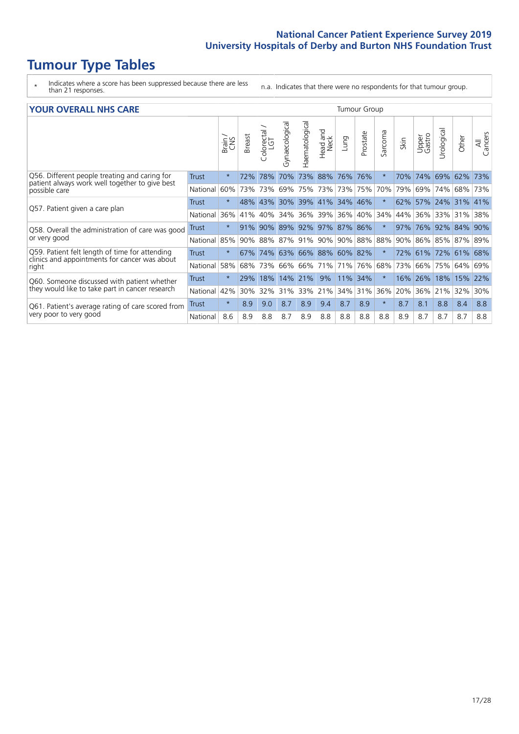# Tumour Type Tables

\* Indicates where a score has been suppressed because there are less than 21 responses.

n.a. Indicates that there were no respondents for that tumour group.

## YOUR OVERALL NHS CARE

| | | Brain / CNS | Breast | Colorectal / LGT | Gynaecological | Haematological | Head and Neck | Lung | Prostate | Sarcoma | Skin | Upper Gastro | Urological | Other | All Cancers |
|---|---|---|---|---|---|---|---|---|---|---|---|---|---|---|---|
| Q56. Different people treating and caring for patient always work well together to give best possible care | Trust | * | 72% | 78% | 70% | 73% | 88% | 76% | 76% | * | 70% | 74% | 69% | 62% | 73% |
| | National | 60% | 73% | 73% | 69% | 75% | 73% | 73% | 75% | 70% | 79% | 69% | 74% | 68% | 73% |
| Q57. Patient given a care plan | Trust | * | 48% | 43% | 30% | 39% | 41% | 34% | 46% | * | 62% | 57% | 24% | 31% | 41% |
| | National | 36% | 41% | 40% | 34% | 36% | 39% | 36% | 40% | 34% | 44% | 36% | 33% | 31% | 38% |
| Q58. Overall the administration of care was good or very good | Trust | * | 91% | 90% | 89% | 92% | 97% | 87% | 86% | * | 97% | 76% | 92% | 84% | 90% |
| | National | 85% | 90% | 88% | 87% | 91% | 90% | 90% | 88% | 88% | 90% | 86% | 85% | 87% | 89% |
| Q59. Patient felt length of time for attending clinics and appointments for cancer was about right | Trust | * | 67% | 74% | 63% | 66% | 88% | 60% | 82% | * | 72% | 61% | 72% | 61% | 68% |
| | National | 58% | 68% | 73% | 66% | 66% | 71% | 71% | 76% | 68% | 73% | 66% | 75% | 64% | 69% |
| Q60. Someone discussed with patient whether they would like to take part in cancer research | Trust | * | 29% | 18% | 14% | 21% | 9% | 11% | 34% | * | 16% | 26% | 18% | 15% | 22% |
| | National | 42% | 30% | 32% | 31% | 33% | 21% | 34% | 31% | 36% | 20% | 36% | 21% | 32% | 30% |
| Q61. Patient's average rating of care scored from very poor to very good | Trust | * | 8.9 | 9.0 | 8.7 | 8.9 | 9.4 | 8.7 | 8.9 | * | 8.7 | 8.1 | 8.8 | 8.4 | 8.8 |
| | National | 8.6 | 8.9 | 8.8 | 8.7 | 8.9 | 8.8 | 8.8 | 8.8 | 8.8 | 8.9 | 8.7 | 8.7 | 8.7 | 8.8 |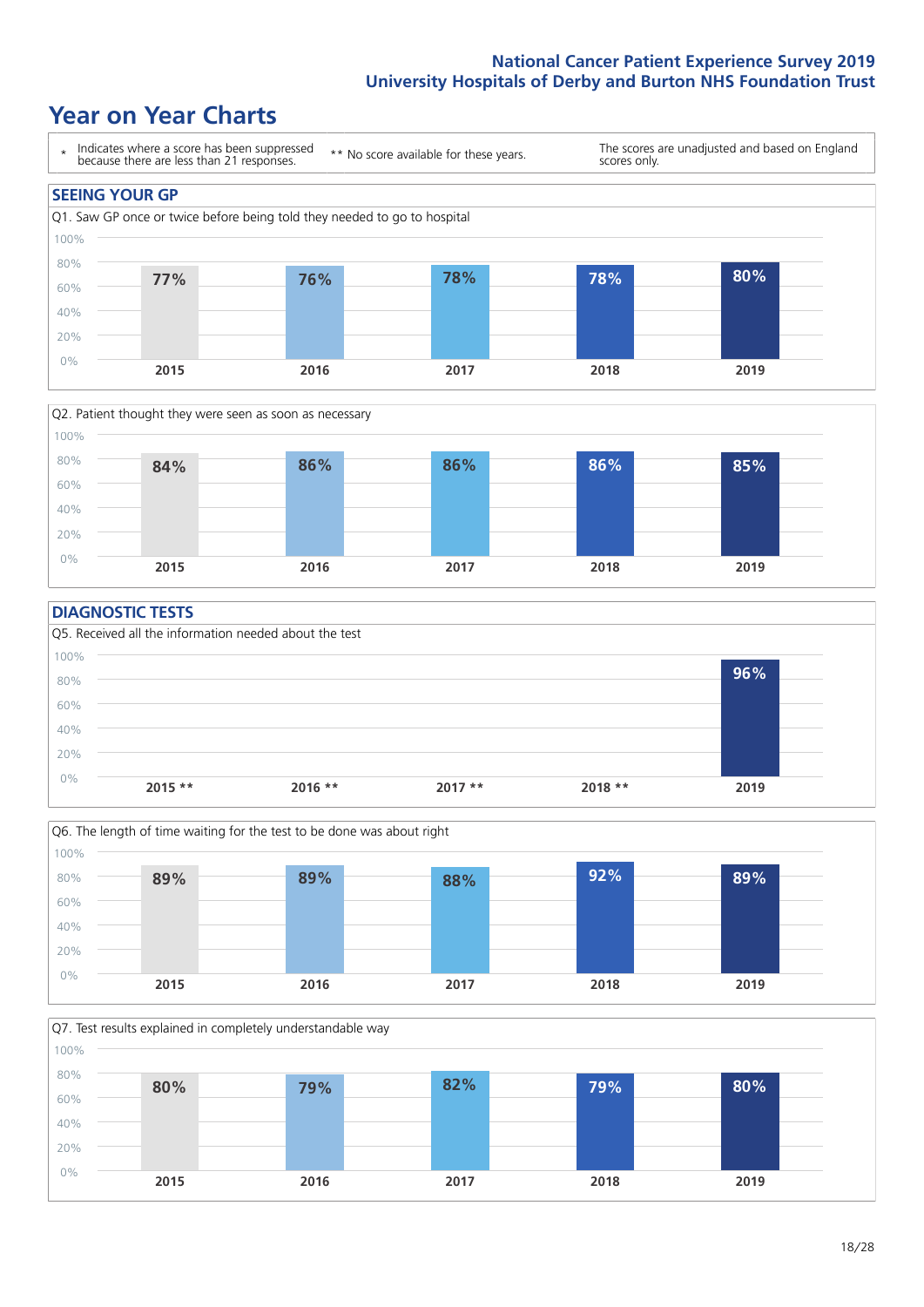# Year on Year Charts

\* Indicates where a score has been suppressed because there are less than 21 responses. ** No score available for these years. The scores are unadjusted and based on England scores only.

## SEEING YOUR GP

Q1. Saw GP once or twice before being told they needed to go to hospital

| 2015 | 2016 | 2017 | 2018 | 2019 |
|---|---|---|---|---|
| 77% | 76% | 78% | 78% | 80% |

Q2. Patient thought they were seen as soon as necessary

| 2015 | 2016 | 2017 | 2018 | 2019 |
|---|---|---|---|---|
| 84% | 86% | 86% | 86% | 85% |

## DIAGNOSTIC TESTS

Q5. Received all the information needed about the test

| 2015 ** | 2016 ** | 2017 ** | 2018 ** | 2019 |
|---|---|---|---|---|
| | | | | 96% |

Q6. The length of time waiting for the test to be done was about right

| 2015 | 2016 | 2017 | 2018 | 2019 |
|---|---|---|---|---|
| 89% | 89% | 88% | 92% | 89% |

Q7. Test results explained in completely understandable way

| 2015 | 2016 | 2017 | 2018 | 2019 |
|---|---|---|---|---|
| 80% | 79% | 82% | 79% | 80% |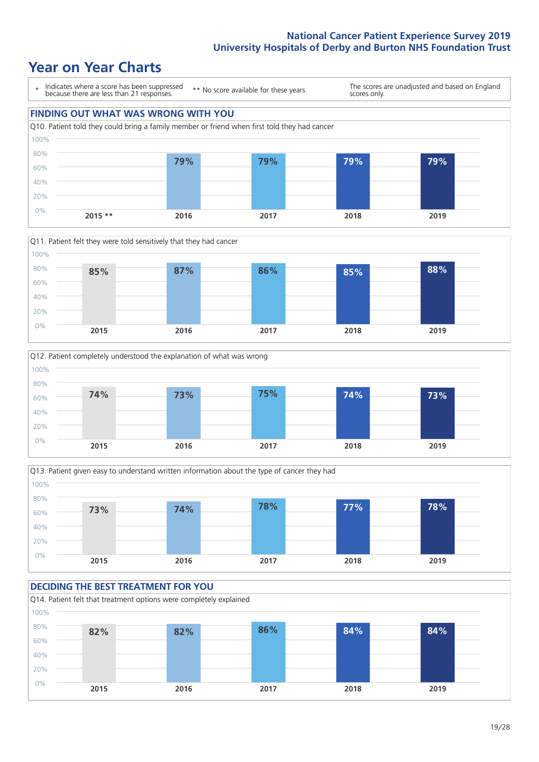# Year on Year Charts

\* Indicates where a score has been suppressed because there are less than 21 responses.

** No score available for these years.

The scores are unadjusted and based on England scores only.

## FINDING OUT WHAT WAS WRONG WITH YOU

Q10. Patient told they could bring a family member or friend when first told they had cancer

| 2015 ** | 2016 | 2017 | 2018 | 2019 |
|---|---|---|---|---|
| | 79% | 79% | 79% | 79% |

Q11. Patient felt they were told sensitively that they had cancer

| 2015 | 2016 | 2017 | 2018 | 2019 |
|---|---|---|---|---|
| 85% | 87% | 86% | 85% | 88% |

Q12. Patient completely understood the explanation of what was wrong

| 2015 | 2016 | 2017 | 2018 | 2019 |
|---|---|---|---|---|
| 74% | 73% | 75% | 74% | 73% |

Q13. Patient given easy to understand written information about the type of cancer they had

| 2015 | 2016 | 2017 | 2018 | 2019 |
|---|---|---|---|---|
| 73% | 74% | 78% | 77% | 78% |

## DECIDING THE BEST TREATMENT FOR YOU

Q14. Patient felt that treatment options were completely explained

| 2015 | 2016 | 2017 | 2018 | 2019 |
|---|---|---|---|---|
| 82% | 82% | 86% | 84% | 84% |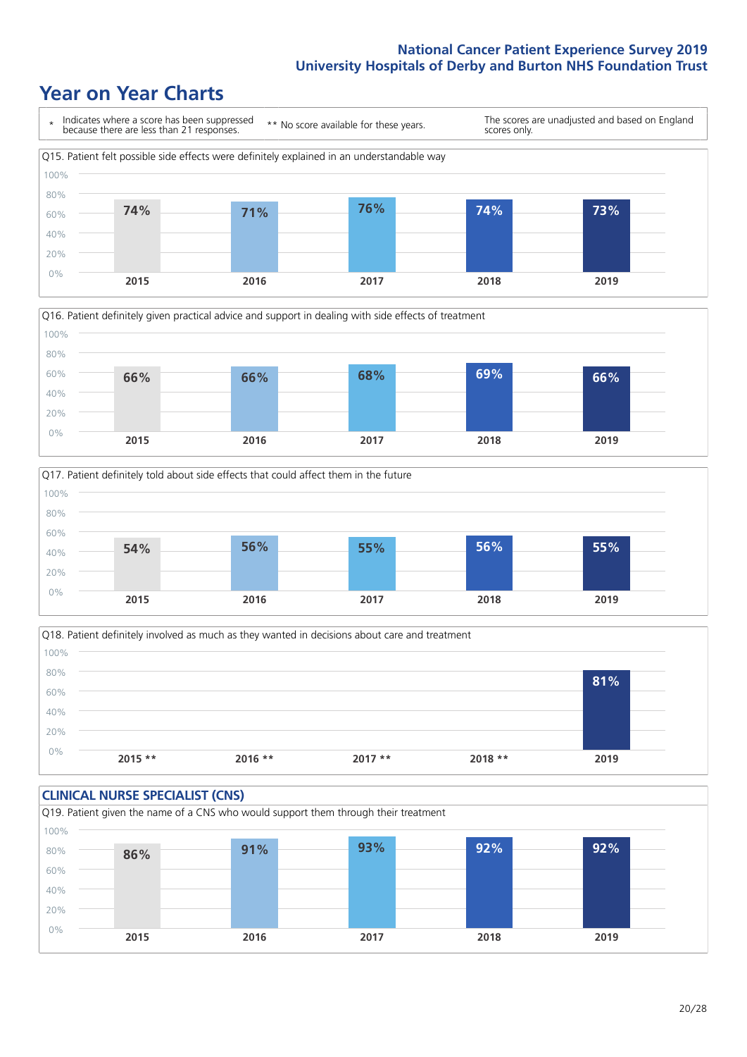# Year on Year Charts

\* Indicates where a score has been suppressed because there are less than 21 responses.

** No score available for these years.

The scores are unadjusted and based on England scores only.

Q15. Patient felt possible side effects were definitely explained in an understandable way

| 2015 | 2016 | 2017 | 2018 | 2019 |
|---|---|---|---|---|
| 74% | 71% | 76% | 74% | 73% |

Q16. Patient definitely given practical advice and support in dealing with side effects of treatment

| 2015 | 2016 | 2017 | 2018 | 2019 |
|---|---|---|---|---|
| 66% | 66% | 68% | 69% | 66% |

Q17. Patient definitely told about side effects that could affect them in the future

| 2015 | 2016 | 2017 | 2018 | 2019 |
|---|---|---|---|---|
| 54% | 56% | 55% | 56% | 55% |

Q18. Patient definitely involved as much as they wanted in decisions about care and treatment

| 2015 ** | 2016 ** | 2017 ** | 2018 ** | 2019 |
|---|---|---|---|---|
| | | | | 81% |

## CLINICAL NURSE SPECIALIST (CNS)

Q19. Patient given the name of a CNS who would support them through their treatment

| 2015 | 2016 | 2017 | 2018 | 2019 |
|---|---|---|---|---|
| 86% | 91% | 93% | 92% | 92% |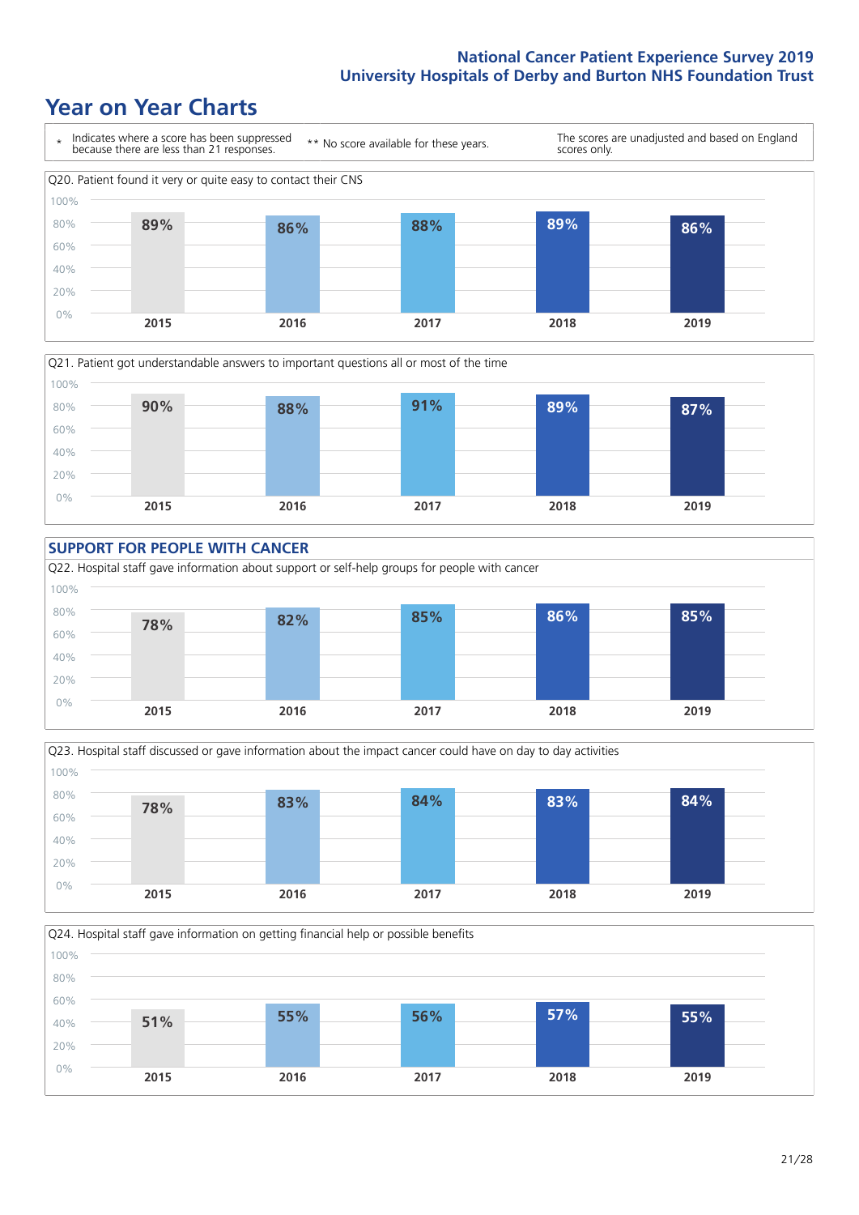# Year on Year Charts

| * Indicates where a score has been suppressed because there are less than 21 responses. | ** No score available for these years. | The scores are unadjusted and based on England scores only. |
|---|---|---|

Q20. Patient found it very or quite easy to contact their CNS

| 2015 | 2016 | 2017 | 2018 | 2019 |
|---|---|---|---|---|
| 89% | 86% | 88% | 89% | 86% |

Q21. Patient got understandable answers to important questions all or most of the time

| 2015 | 2016 | 2017 | 2018 | 2019 |
|---|---|---|---|---|
| 90% | 88% | 91% | 89% | 87% |

## SUPPORT FOR PEOPLE WITH CANCER

Q22. Hospital staff gave information about support or self-help groups for people with cancer

| 2015 | 2016 | 2017 | 2018 | 2019 |
|---|---|---|---|---|
| 78% | 82% | 85% | 86% | 85% |

Q23. Hospital staff discussed or gave information about the impact cancer could have on day to day activities

| 2015 | 2016 | 2017 | 2018 | 2019 |
|---|---|---|---|---|
| 78% | 83% | 84% | 83% | 84% |

Q24. Hospital staff gave information on getting financial help or possible benefits

| 2015 | 2016 | 2017 | 2018 | 2019 |
|---|---|---|---|---|
| 51% | 55% | 56% | 57% | 55% |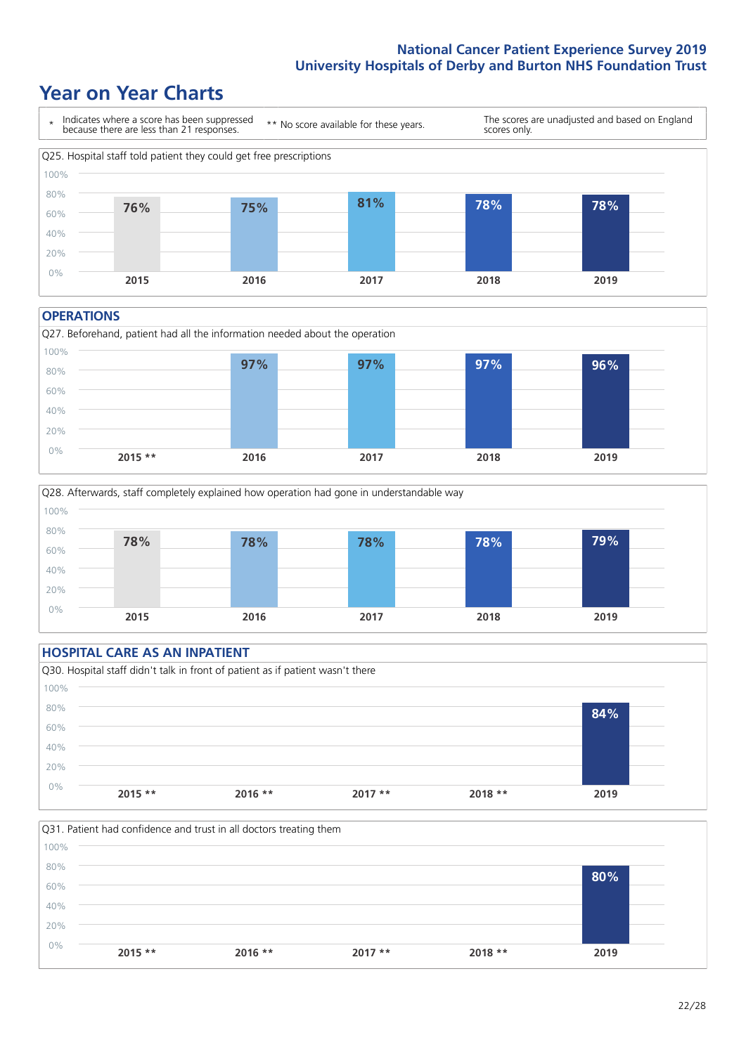# Year on Year Charts

| * Indicates where a score has been suppressed because there are less than 21 responses. | ** No score available for these years. | The scores are unadjusted and based on England scores only. |
|---|---|---|

Q25. Hospital staff told patient they could get free prescriptions

| 2015 | 2016 | 2017 | 2018 | 2019 |
|---|---|---|---|---|
| 76% | 75% | 81% | 78% | 78% |

## OPERATIONS

Q27. Beforehand, patient had all the information needed about the operation

| 2015 ** | 2016 | 2017 | 2018 | 2019 |
|---|---|---|---|---|
| | 97% | 97% | 97% | 96% |

Q28. Afterwards, staff completely explained how operation had gone in understandable way

| 2015 | 2016 | 2017 | 2018 | 2019 |
|---|---|---|---|---|
| 78% | 78% | 78% | 78% | 79% |

## HOSPITAL CARE AS AN INPATIENT

Q30. Hospital staff didn't talk in front of patient as if patient wasn't there

| 2015 ** | 2016 ** | 2017 ** | 2018 ** | 2019 |
|---|---|---|---|---|
| | | | | 84% |

Q31. Patient had confidence and trust in all doctors treating them

| 2015 ** | 2016 ** | 2017 ** | 2018 ** | 2019 |
|---|---|---|---|---|
| | | | | 80% |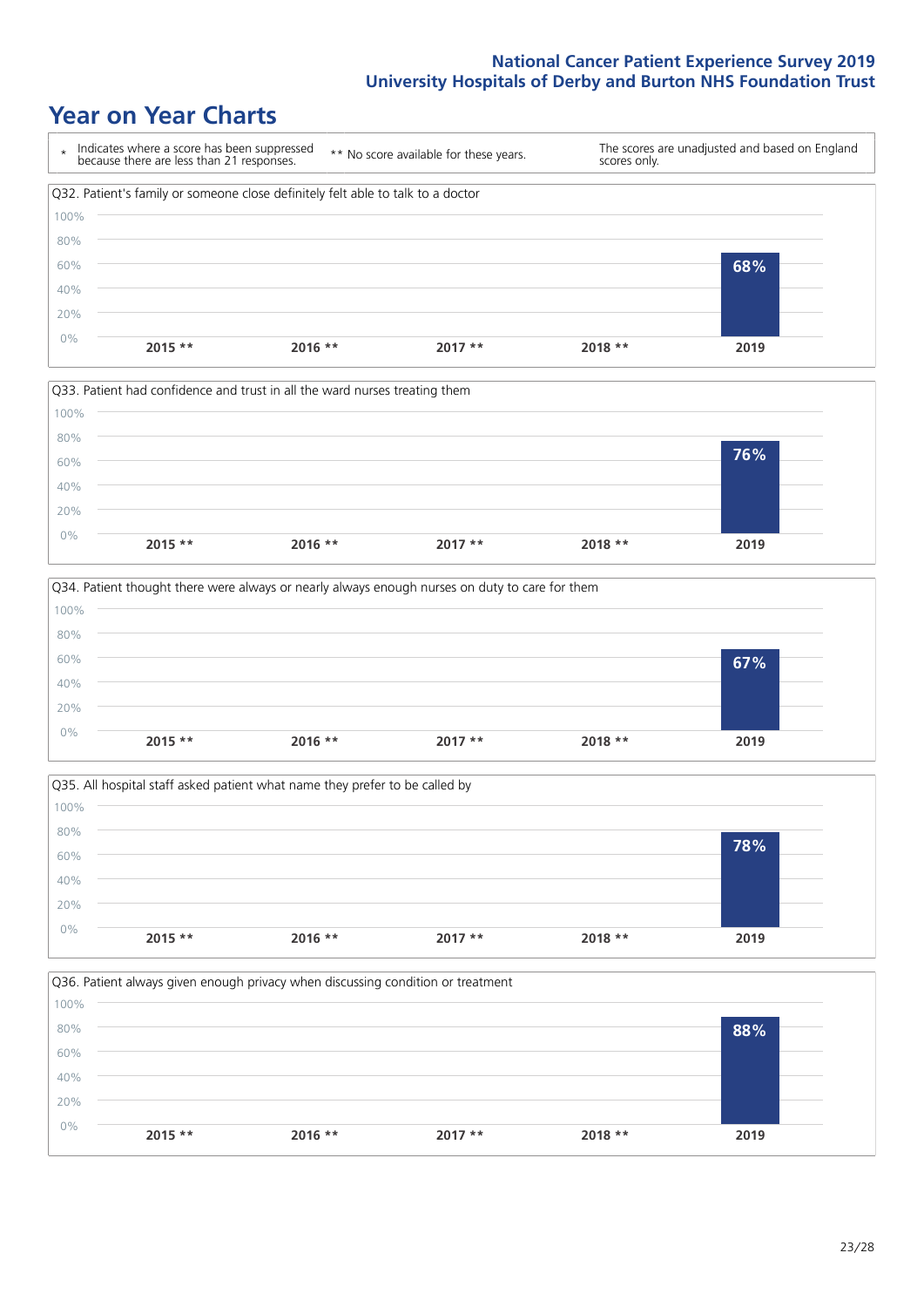National Cancer Patient Experience Survey 2019
University Hospitals of Derby and Burton NHS Foundation Trust

# Year on Year Charts

| * Indicates where a score has been suppressed because there are less than 21 responses. | ** No score available for these years. | The scores are unadjusted and based on England scores only. |
|---|---|---|

Q32. Patient's family or someone close definitely felt able to talk to a doctor

| 2015 ** | 2016 ** | 2017 ** | 2018 ** | 2019 |
|---|---|---|---|---|
| | | | | 68% |

Q33. Patient had confidence and trust in all the ward nurses treating them

| 2015 ** | 2016 ** | 2017 ** | 2018 ** | 2019 |
|---|---|---|---|---|
| | | | | 76% |

Q34. Patient thought there were always or nearly always enough nurses on duty to care for them

| 2015 ** | 2016 ** | 2017 ** | 2018 ** | 2019 |
|---|---|---|---|---|
| | | | | 67% |

Q35. All hospital staff asked patient what name they prefer to be called by

| 2015 ** | 2016 ** | 2017 ** | 2018 ** | 2019 |
|---|---|---|---|---|
| | | | | 78% |

Q36. Patient always given enough privacy when discussing condition or treatment

| 2015 ** | 2016 ** | 2017 ** | 2018 ** | 2019 |
|---|---|---|---|---|
| | | | | 88% |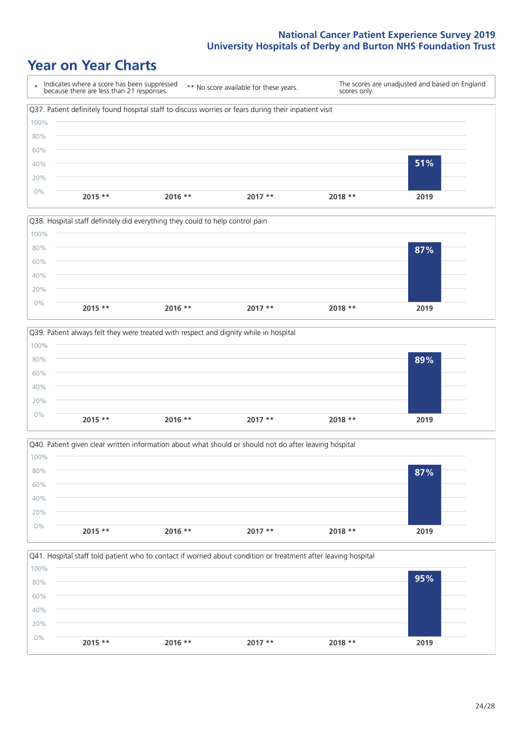## Year on Year Charts

| * | Indicates where a score has been suppressed because there are less than 21 responses. | ** | No score available for these years. | The scores are unadjusted and based on England scores only. |
|---|---|---|---|---|

Q37. Patient definitely found hospital staff to discuss worries or fears during their inpatient visit

| 2015 ** | 2016 ** | 2017 ** | 2018 ** | 2019 |
|---|---|---|---|---|
| | | | | 51% |

Q38. Hospital staff definitely did everything they could to help control pain

| 2015 ** | 2016 ** | 2017 ** | 2018 ** | 2019 |
|---|---|---|---|---|
| | | | | 87% |

Q39. Patient always felt they were treated with respect and dignity while in hospital

| 2015 ** | 2016 ** | 2017 ** | 2018 ** | 2019 |
|---|---|---|---|---|
| | | | | 89% |

Q40. Patient given clear written information about what should or should not do after leaving hospital

| 2015 ** | 2016 ** | 2017 ** | 2018 ** | 2019 |
|---|---|---|---|---|
| | | | | 87% |

Q41. Hospital staff told patient who to contact if worried about condition or treatment after leaving hospital

| 2015 ** | 2016 ** | 2017 ** | 2018 ** | 2019 |
|---|---|---|---|---|
| | | | | 95% |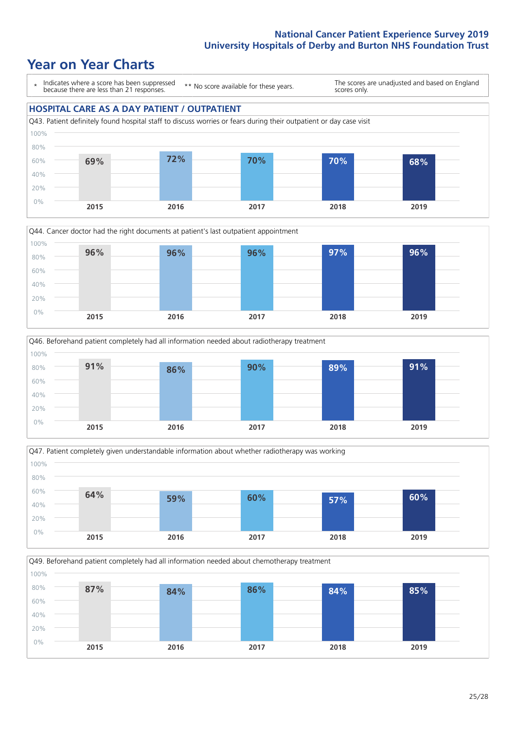# Year on Year Charts

\* Indicates where a score has been suppressed because there are less than 21 responses.

\*\* No score available for these years.

The scores are unadjusted and based on England scores only.

## HOSPITAL CARE AS A DAY PATIENT / OUTPATIENT

Q43. Patient definitely found hospital staff to discuss worries or fears during their outpatient or day case visit

| 2015 | 2016 | 2017 | 2018 | 2019 |
|---|---|---|---|---|
| 69% | 72% | 70% | 70% | 68% |

Q44. Cancer doctor had the right documents at patient's last outpatient appointment

| 2015 | 2016 | 2017 | 2018 | 2019 |
|---|---|---|---|---|
| 96% | 96% | 96% | 97% | 96% |

Q46. Beforehand patient completely had all information needed about radiotherapy treatment

| 2015 | 2016 | 2017 | 2018 | 2019 |
|---|---|---|---|---|
| 91% | 86% | 90% | 89% | 91% |

Q47. Patient completely given understandable information about whether radiotherapy was working

| 2015 | 2016 | 2017 | 2018 | 2019 |
|---|---|---|---|---|
| 64% | 59% | 60% | 57% | 60% |

Q49. Beforehand patient completely had all information needed about chemotherapy treatment

| 2015 | 2016 | 2017 | 2018 | 2019 |
|---|---|---|---|---|
| 87% | 84% | 86% | 84% | 85% |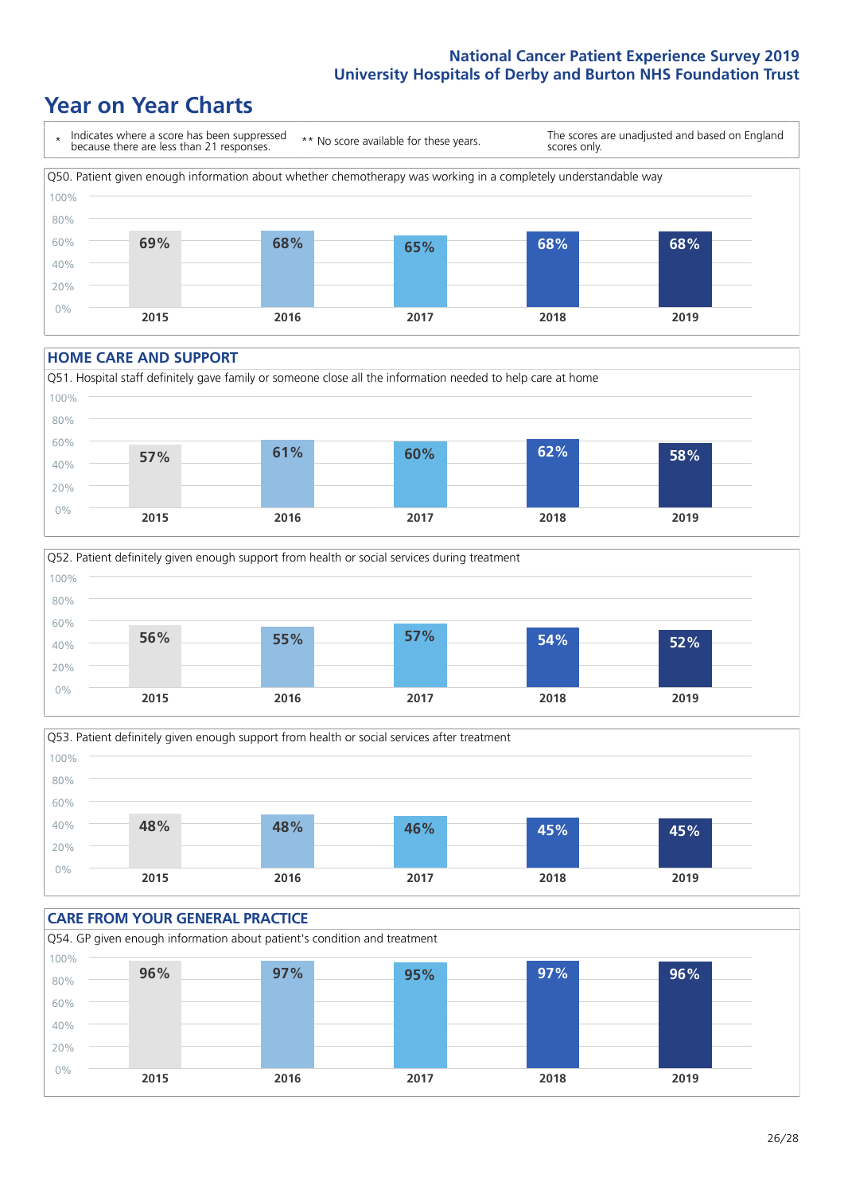## Year on Year Charts

\* Indicates where a score has been suppressed because there are less than 21 responses. ** No score available for these years. The scores are unadjusted and based on England scores only.

Q50. Patient given enough information about whether chemotherapy was working in a completely understandable way

| 2015 | 2016 | 2017 | 2018 | 2019 |
|---|---|---|---|---|
| 69% | 68% | 65% | 68% | 68% |

### HOME CARE AND SUPPORT

Q51. Hospital staff definitely gave family or someone close all the information needed to help care at home

| 2015 | 2016 | 2017 | 2018 | 2019 |
|---|---|---|---|---|
| 57% | 61% | 60% | 62% | 58% |

Q52. Patient definitely given enough support from health or social services during treatment

| 2015 | 2016 | 2017 | 2018 | 2019 |
|---|---|---|---|---|
| 56% | 55% | 57% | 54% | 52% |

Q53. Patient definitely given enough support from health or social services after treatment

| 2015 | 2016 | 2017 | 2018 | 2019 |
|---|---|---|---|---|
| 48% | 48% | 46% | 45% | 45% |

### CARE FROM YOUR GENERAL PRACTICE

Q54. GP given enough information about patient's condition and treatment

| 2015 | 2016 | 2017 | 2018 | 2019 |
|---|---|---|---|---|
| 96% | 97% | 95% | 97% | 96% |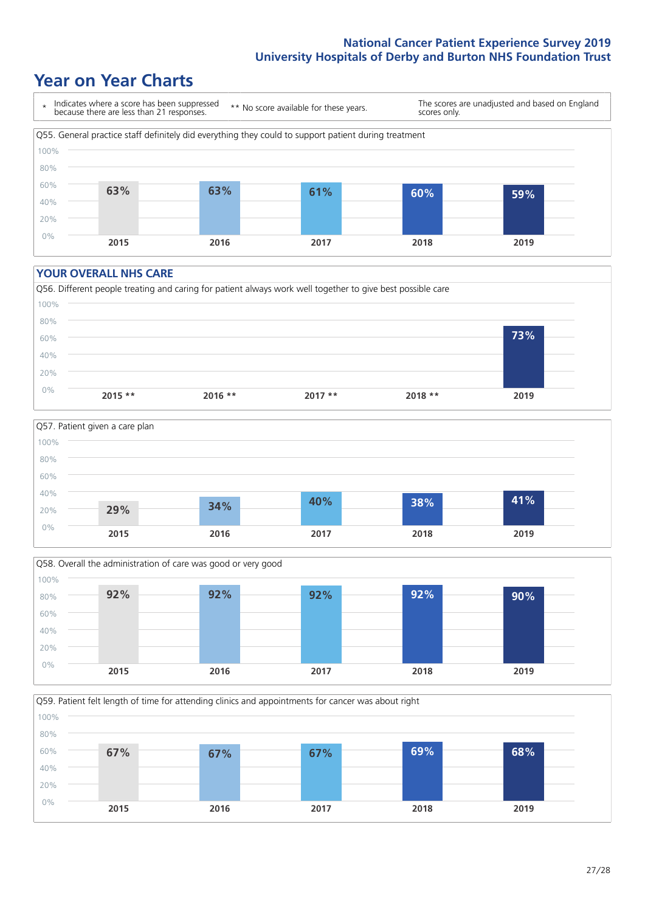## Year on Year Charts

\* Indicates where a score has been suppressed because there are less than 21 responses.

** No score available for these years.

The scores are unadjusted and based on England scores only.

Q55. General practice staff definitely did everything they could to support patient during treatment

| 2015 | 2016 | 2017 | 2018 | 2019 |
|---|---|---|---|---|
| 63% | 63% | 61% | 60% | 59% |

### YOUR OVERALL NHS CARE

Q56. Different people treating and caring for patient always work well together to give best possible care

| 2015 ** | 2016 ** | 2017 ** | 2018 ** | 2019 |
|---|---|---|---|---|
| | | | | 73% |

Q57. Patient given a care plan

| 2015 | 2016 | 2017 | 2018 | 2019 |
|---|---|---|---|---|
| 29% | 34% | 40% | 38% | 41% |

Q58. Overall the administration of care was good or very good

| 2015 | 2016 | 2017 | 2018 | 2019 |
|---|---|---|---|---|
| 92% | 92% | 92% | 92% | 90% |

Q59. Patient felt length of time for attending clinics and appointments for cancer was about right

| 2015 | 2016 | 2017 | 2018 | 2019 |
|---|---|---|---|---|
| 67% | 67% | 67% | 69% | 68% |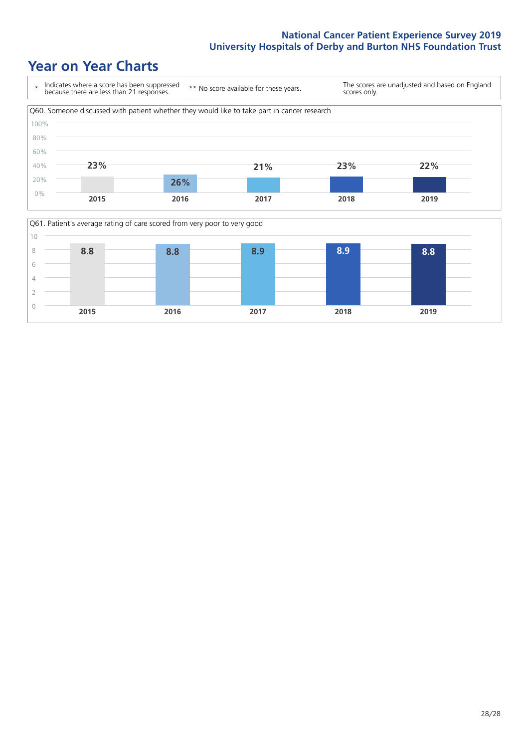# Year on Year Charts

\* Indicates where a score has been suppressed because there are less than 21 responses.

\*\* No score available for these years.

The scores are unadjusted and based on England scores only.

Q60. Someone discussed with patient whether they would like to take part in cancer research

100%
80%
60%
40%
20%
0%

23% 26% 21% 23% 22%

2015 2016 2017 2018 2019

Q61. Patient's average rating of care scored from very poor to very good

10
8
6
4
2
0

8.8 8.8 8.9 8.9 8.8

2015 2016 2017 2018 2019